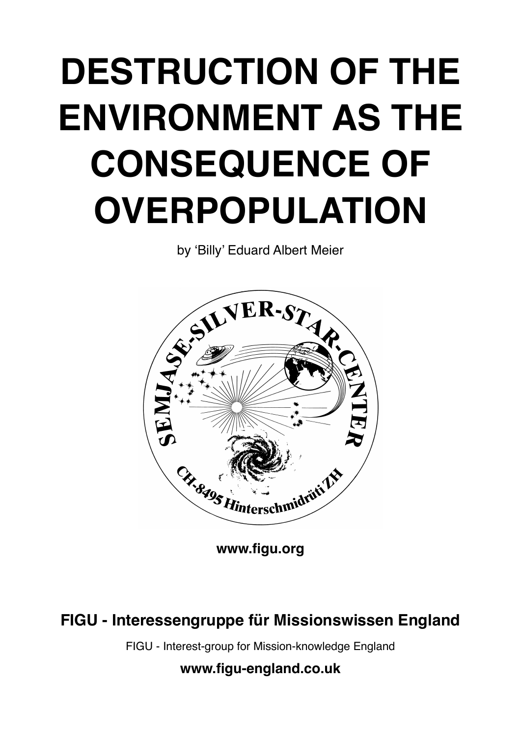# DESTRUCTION OF THE ENVIRONMENT AS THE CONSEQUENCE OF OVERPOPULATION

by 'Billy' Eduard Albert Meier

**www.figu.org**

**FIGU - Interessengruppe für Missionswissen England**

FIGU - Interest-group for Mission-knowledge England

**www.figu-england.co.uk**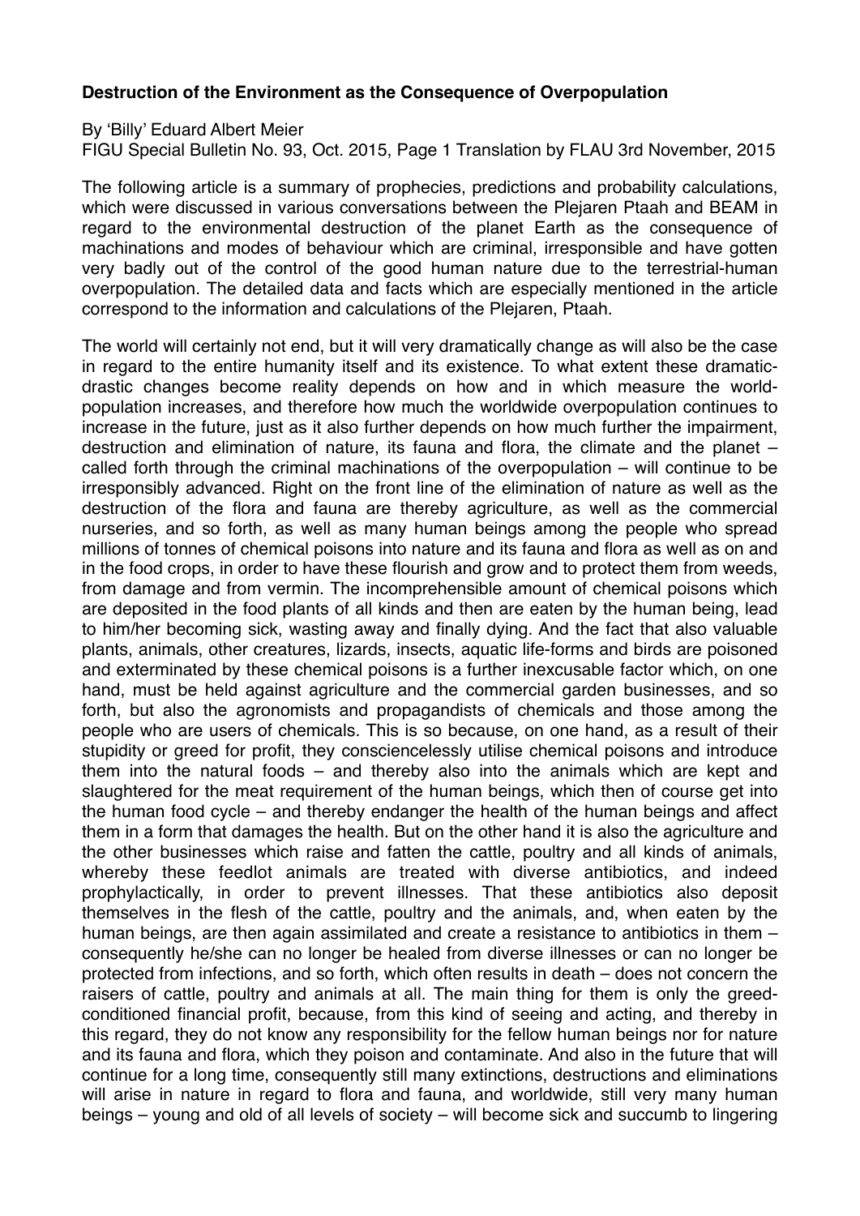**Destruction of the Environment as the Consequence of Overpopulation**

By 'Billy' Eduard Albert Meier
FIGU Special Bulletin No. 93, Oct. 2015, Page 1 Translation by FLAU 3rd November, 2015

The following article is a summary of prophecies, predictions and probability calculations, which were discussed in various conversations between the Plejaren Ptaah and BEAM in regard to the environmental destruction of the planet Earth as the consequence of machinations and modes of behaviour which are criminal, irresponsible and have gotten very badly out of the control of the good human nature due to the terrestrial-human overpopulation. The detailed data and facts which are especially mentioned in the article correspond to the information and calculations of the Plejaren, Ptaah.

The world will certainly not end, but it will very dramatically change as will also be the case in regard to the entire humanity itself and its existence. To what extent these dramatic-drastic changes become reality depends on how and in which measure the world-population increases, and therefore how much the worldwide overpopulation continues to increase in the future, just as it also further depends on how much further the impairment, destruction and elimination of nature, its fauna and flora, the climate and the planet – called forth through the criminal machinations of the overpopulation – will continue to be irresponsibly advanced. Right on the front line of the elimination of nature as well as the destruction of the flora and fauna are thereby agriculture, as well as the commercial nurseries, and so forth, as well as many human beings among the people who spread millions of tonnes of chemical poisons into nature and its fauna and flora as well as on and in the food crops, in order to have these flourish and grow and to protect them from weeds, from damage and from vermin. The incomprehensible amount of chemical poisons which are deposited in the food plants of all kinds and then are eaten by the human being, lead to him/her becoming sick, wasting away and finally dying. And the fact that also valuable plants, animals, other creatures, lizards, insects, aquatic life-forms and birds are poisoned and exterminated by these chemical poisons is a further inexcusable factor which, on one hand, must be held against agriculture and the commercial garden businesses, and so forth, but also the agronomists and propagandists of chemicals and those among the people who are users of chemicals. This is so because, on one hand, as a result of their stupidity or greed for profit, they consciencelessly utilise chemical poisons and introduce them into the natural foods – and thereby also into the animals which are kept and slaughtered for the meat requirement of the human beings, which then of course get into the human food cycle – and thereby endanger the health of the human beings and affect them in a form that damages the health. But on the other hand it is also the agriculture and the other businesses which raise and fatten the cattle, poultry and all kinds of animals, whereby these feedlot animals are treated with diverse antibiotics, and indeed prophylactically, in order to prevent illnesses. That these antibiotics also deposit themselves in the flesh of the cattle, poultry and the animals, and, when eaten by the human beings, are then again assimilated and create a resistance to antibiotics in them – consequently he/she can no longer be healed from diverse illnesses or can no longer be protected from infections, and so forth, which often results in death – does not concern the raisers of cattle, poultry and animals at all. The main thing for them is only the greed-conditioned financial profit, because, from this kind of seeing and acting, and thereby in this regard, they do not know any responsibility for the fellow human beings nor for nature and its fauna and flora, which they poison and contaminate. And also in the future that will continue for a long time, consequently still many extinctions, destructions and eliminations will arise in nature in regard to flora and fauna, and worldwide, still very many human beings – young and old of all levels of society – will become sick and succumb to lingering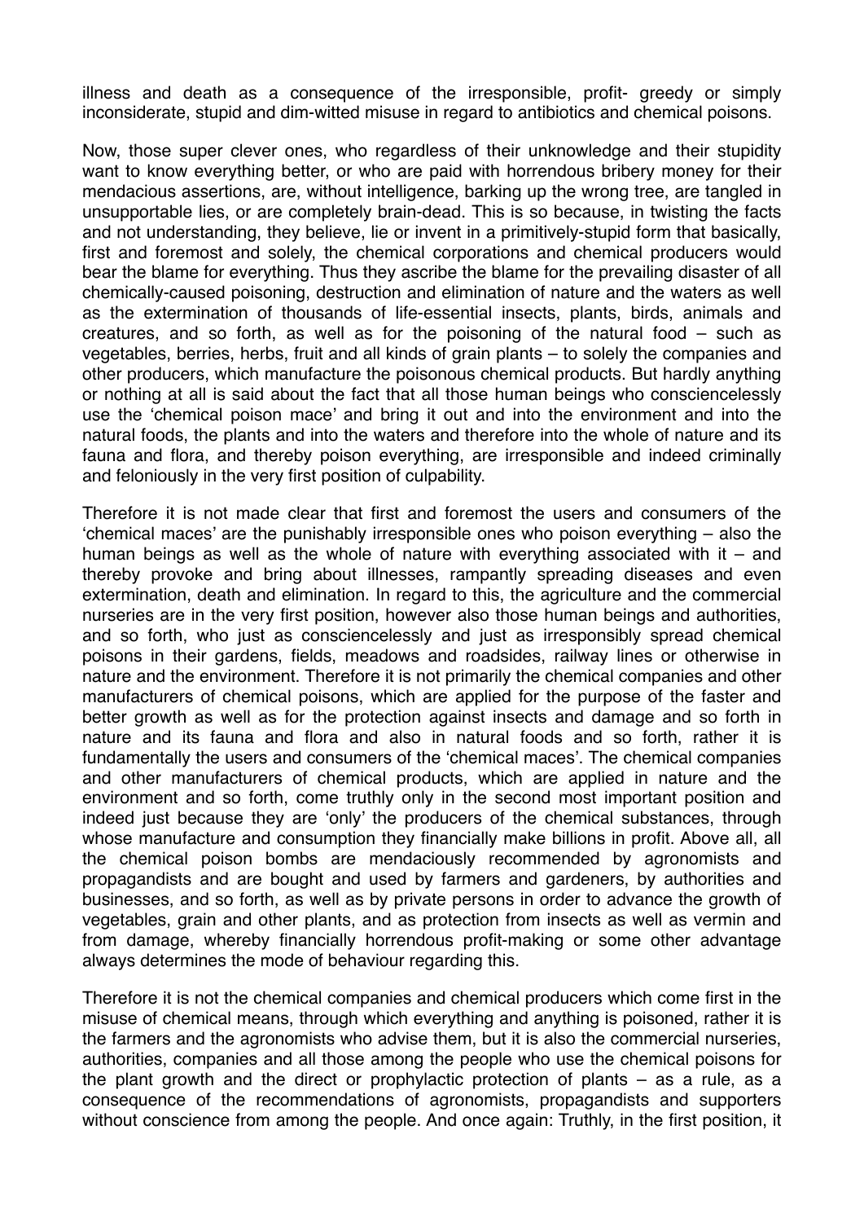illness and death as a consequence of the irresponsible, profit- greedy or simply inconsiderate, stupid and dim-witted misuse in regard to antibiotics and chemical poisons.

Now, those super clever ones, who regardless of their unknowledge and their stupidity want to know everything better, or who are paid with horrendous bribery money for their mendacious assertions, are, without intelligence, barking up the wrong tree, are tangled in unsupportable lies, or are completely brain-dead. This is so because, in twisting the facts and not understanding, they believe, lie or invent in a primitively-stupid form that basically, first and foremost and solely, the chemical corporations and chemical producers would bear the blame for everything. Thus they ascribe the blame for the prevailing disaster of all chemically-caused poisoning, destruction and elimination of nature and the waters as well as the extermination of thousands of life-essential insects, plants, birds, animals and creatures, and so forth, as well as for the poisoning of the natural food – such as vegetables, berries, herbs, fruit and all kinds of grain plants – to solely the companies and other producers, which manufacture the poisonous chemical products. But hardly anything or nothing at all is said about the fact that all those human beings who consciencelessly use the 'chemical poison mace' and bring it out and into the environment and into the natural foods, the plants and into the waters and therefore into the whole of nature and its fauna and flora, and thereby poison everything, are irresponsible and indeed criminally and feloniously in the very first position of culpability.

Therefore it is not made clear that first and foremost the users and consumers of the 'chemical maces' are the punishably irresponsible ones who poison everything – also the human beings as well as the whole of nature with everything associated with it – and thereby provoke and bring about illnesses, rampantly spreading diseases and even extermination, death and elimination. In regard to this, the agriculture and the commercial nurseries are in the very first position, however also those human beings and authorities, and so forth, who just as consciencelessly and just as irresponsibly spread chemical poisons in their gardens, fields, meadows and roadsides, railway lines or otherwise in nature and the environment. Therefore it is not primarily the chemical companies and other manufacturers of chemical poisons, which are applied for the purpose of the faster and better growth as well as for the protection against insects and damage and so forth in nature and its fauna and flora and also in natural foods and so forth, rather it is fundamentally the users and consumers of the 'chemical maces'. The chemical companies and other manufacturers of chemical products, which are applied in nature and the environment and so forth, come truthly only in the second most important position and indeed just because they are 'only' the producers of the chemical substances, through whose manufacture and consumption they financially make billions in profit. Above all, all the chemical poison bombs are mendaciously recommended by agronomists and propagandists and are bought and used by farmers and gardeners, by authorities and businesses, and so forth, as well as by private persons in order to advance the growth of vegetables, grain and other plants, and as protection from insects as well as vermin and from damage, whereby financially horrendous profit-making or some other advantage always determines the mode of behaviour regarding this.

Therefore it is not the chemical companies and chemical producers which come first in the misuse of chemical means, through which everything and anything is poisoned, rather it is the farmers and the agronomists who advise them, but it is also the commercial nurseries, authorities, companies and all those among the people who use the chemical poisons for the plant growth and the direct or prophylactic protection of plants – as a rule, as a consequence of the recommendations of agronomists, propagandists and supporters without conscience from among the people. And once again: Truthly, in the first position, it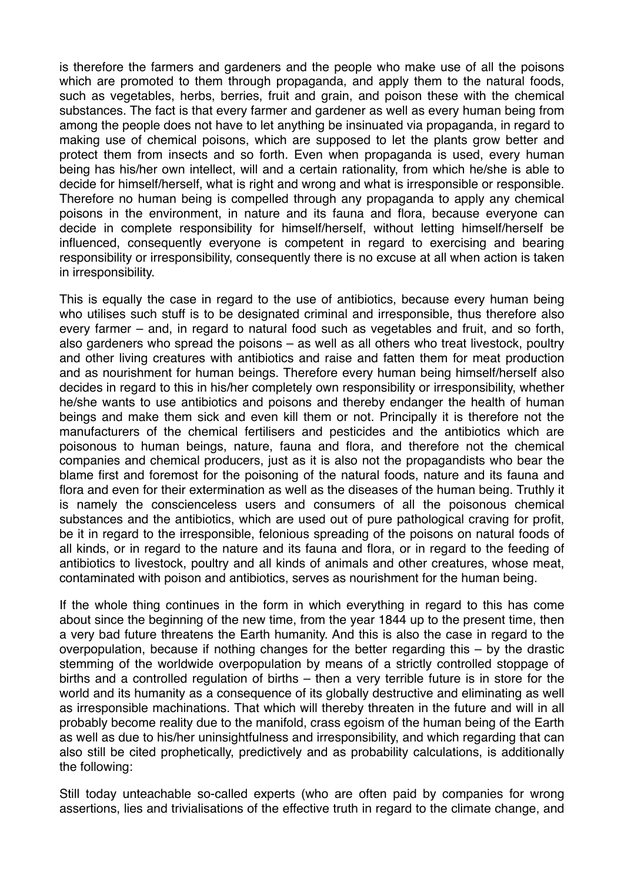is therefore the farmers and gardeners and the people who make use of all the poisons which are promoted to them through propaganda, and apply them to the natural foods, such as vegetables, herbs, berries, fruit and grain, and poison these with the chemical substances. The fact is that every farmer and gardener as well as every human being from among the people does not have to let anything be insinuated via propaganda, in regard to making use of chemical poisons, which are supposed to let the plants grow better and protect them from insects and so forth. Even when propaganda is used, every human being has his/her own intellect, will and a certain rationality, from which he/she is able to decide for himself/herself, what is right and wrong and what is irresponsible or responsible. Therefore no human being is compelled through any propaganda to apply any chemical poisons in the environment, in nature and its fauna and flora, because everyone can decide in complete responsibility for himself/herself, without letting himself/herself be influenced, consequently everyone is competent in regard to exercising and bearing responsibility or irresponsibility, consequently there is no excuse at all when action is taken in irresponsibility.

This is equally the case in regard to the use of antibiotics, because every human being who utilises such stuff is to be designated criminal and irresponsible, thus therefore also every farmer – and, in regard to natural food such as vegetables and fruit, and so forth, also gardeners who spread the poisons – as well as all others who treat livestock, poultry and other living creatures with antibiotics and raise and fatten them for meat production and as nourishment for human beings. Therefore every human being himself/herself also decides in regard to this in his/her completely own responsibility or irresponsibility, whether he/she wants to use antibiotics and poisons and thereby endanger the health of human beings and make them sick and even kill them or not. Principally it is therefore not the manufacturers of the chemical fertilisers and pesticides and the antibiotics which are poisonous to human beings, nature, fauna and flora, and therefore not the chemical companies and chemical producers, just as it is also not the propagandists who bear the blame first and foremost for the poisoning of the natural foods, nature and its fauna and flora and even for their extermination as well as the diseases of the human being. Truthly it is namely the conscienceless users and consumers of all the poisonous chemical substances and the antibiotics, which are used out of pure pathological craving for profit, be it in regard to the irresponsible, felonious spreading of the poisons on natural foods of all kinds, or in regard to the nature and its fauna and flora, or in regard to the feeding of antibiotics to livestock, poultry and all kinds of animals and other creatures, whose meat, contaminated with poison and antibiotics, serves as nourishment for the human being.

If the whole thing continues in the form in which everything in regard to this has come about since the beginning of the new time, from the year 1844 up to the present time, then a very bad future threatens the Earth humanity. And this is also the case in regard to the overpopulation, because if nothing changes for the better regarding this – by the drastic stemming of the worldwide overpopulation by means of a strictly controlled stoppage of births and a controlled regulation of births – then a very terrible future is in store for the world and its humanity as a consequence of its globally destructive and eliminating as well as irresponsible machinations. That which will thereby threaten in the future and will in all probably become reality due to the manifold, crass egoism of the human being of the Earth as well as due to his/her uninsightfulness and irresponsibility, and which regarding that can also still be cited prophetically, predictively and as probability calculations, is additionally the following:

Still today unteachable so-called experts (who are often paid by companies for wrong assertions, lies and trivialisations of the effective truth in regard to the climate change, and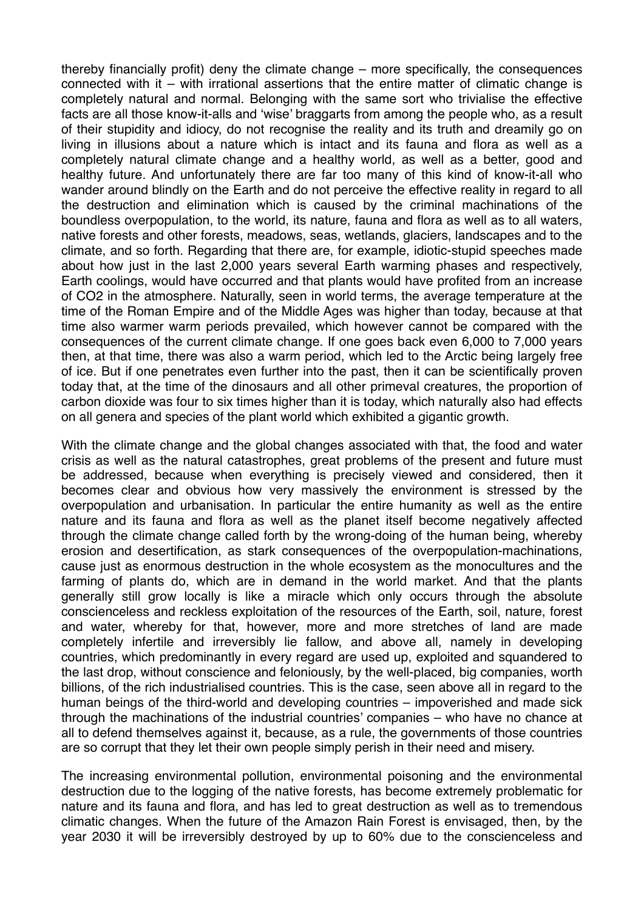thereby financially profit) deny the climate change – more specifically, the consequences connected with it – with irrational assertions that the entire matter of climatic change is completely natural and normal. Belonging with the same sort who trivialise the effective facts are all those know-it-alls and 'wise' braggarts from among the people who, as a result of their stupidity and idiocy, do not recognise the reality and its truth and dreamily go on living in illusions about a nature which is intact and its fauna and flora as well as a completely natural climate change and a healthy world, as well as a better, good and healthy future. And unfortunately there are far too many of this kind of know-it-all who wander around blindly on the Earth and do not perceive the effective reality in regard to all the destruction and elimination which is caused by the criminal machinations of the boundless overpopulation, to the world, its nature, fauna and flora as well as to all waters, native forests and other forests, meadows, seas, wetlands, glaciers, landscapes and to the climate, and so forth. Regarding that there are, for example, idiotic-stupid speeches made about how just in the last 2,000 years several Earth warming phases and respectively, Earth coolings, would have occurred and that plants would have profited from an increase of $CO_2$ in the atmosphere. Naturally, seen in world terms, the average temperature at the time of the Roman Empire and of the Middle Ages was higher than today, because at that time also warmer warm periods prevailed, which however cannot be compared with the consequences of the current climate change. If one goes back even 6,000 to 7,000 years then, at that time, there was also a warm period, which led to the Arctic being largely free of ice. But if one penetrates even further into the past, then it can be scientifically proven today that, at the time of the dinosaurs and all other primeval creatures, the proportion of carbon dioxide was four to six times higher than it is today, which naturally also had effects on all genera and species of the plant world which exhibited a gigantic growth.

With the climate change and the global changes associated with that, the food and water crisis as well as the natural catastrophes, great problems of the present and future must be addressed, because when everything is precisely viewed and considered, then it becomes clear and obvious how very massively the environment is stressed by the overpopulation and urbanisation. In particular the entire humanity as well as the entire nature and its fauna and flora as well as the planet itself become negatively affected through the climate change called forth by the wrong-doing of the human being, whereby erosion and desertification, as stark consequences of the overpopulation-machinations, cause just as enormous destruction in the whole ecosystem as the monocultures and the farming of plants do, which are in demand in the world market. And that the plants generally still grow locally is like a miracle which only occurs through the absolute conscienceless and reckless exploitation of the resources of the Earth, soil, nature, forest and water, whereby for that, however, more and more stretches of land are made completely infertile and irreversibly lie fallow, and above all, namely in developing countries, which predominantly in every regard are used up, exploited and squandered to the last drop, without conscience and feloniously, by the well-placed, big companies, worth billions, of the rich industrialised countries. This is the case, seen above all in regard to the human beings of the third-world and developing countries – impoverished and made sick through the machinations of the industrial countries' companies – who have no chance at all to defend themselves against it, because, as a rule, the governments of those countries are so corrupt that they let their own people simply perish in their need and misery.

The increasing environmental pollution, environmental poisoning and the environmental destruction due to the logging of the native forests, has become extremely problematic for nature and its fauna and flora, and has led to great destruction as well as to tremendous climatic changes. When the future of the Amazon Rain Forest is envisaged, then, by the year 2030 it will be irreversibly destroyed by up to 60% due to the conscienceless and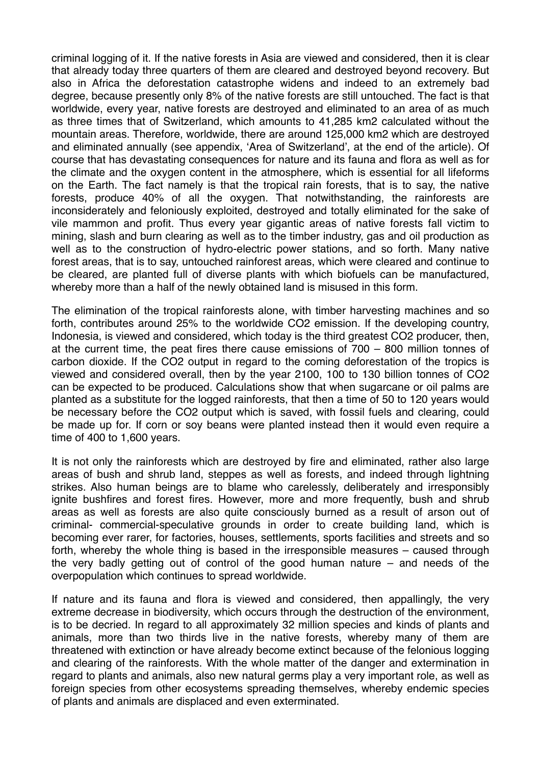criminal logging of it. If the native forests in Asia are viewed and considered, then it is clear that already today three quarters of them are cleared and destroyed beyond recovery. But also in Africa the deforestation catastrophe widens and indeed to an extremely bad degree, because presently only 8% of the native forests are still untouched. The fact is that worldwide, every year, native forests are destroyed and eliminated to an area of as much as three times that of Switzerland, which amounts to 41,285 $km^2$ calculated without the mountain areas. Therefore, worldwide, there are around 125,000 $km^2$ which are destroyed and eliminated annually (see appendix, 'Area of Switzerland', at the end of the article). Of course that has devastating consequences for nature and its fauna and flora as well as for the climate and the oxygen content in the atmosphere, which is essential for all lifeforms on the Earth. The fact namely is that the tropical rain forests, that is to say, the native forests, produce 40% of all the oxygen. That notwithstanding, the rainforests are inconsiderately and feloniously exploited, destroyed and totally eliminated for the sake of vile mammon and profit. Thus every year gigantic areas of native forests fall victim to mining, slash and burn clearing as well as to the timber industry, gas and oil production as well as to the construction of hydro-electric power stations, and so forth. Many native forest areas, that is to say, untouched rainforest areas, which were cleared and continue to be cleared, are planted full of diverse plants with which biofuels can be manufactured, whereby more than a half of the newly obtained land is misused in this form.

The elimination of the tropical rainforests alone, with timber harvesting machines and so forth, contributes around 25% to the worldwide $CO_2$ emission. If the developing country, Indonesia, is viewed and considered, which today is the third greatest $CO_2$ producer, then, at the current time, the peat fires there cause emissions of 700 – 800 million tonnes of carbon dioxide. If the $CO_2$ output in regard to the coming deforestation of the tropics is viewed and considered overall, then by the year 2100, 100 to 130 billion tonnes of $CO_2$ can be expected to be produced. Calculations show that when sugarcane or oil palms are planted as a substitute for the logged rainforests, that then a time of 50 to 120 years would be necessary before the $CO_2$ output which is saved, with fossil fuels and clearing, could be made up for. If corn or soy beans were planted instead then it would even require a time of 400 to 1,600 years.

It is not only the rainforests which are destroyed by fire and eliminated, rather also large areas of bush and shrub land, steppes as well as forests, and indeed through lightning strikes. Also human beings are to blame who carelessly, deliberately and irresponsibly ignite bushfires and forest fires. However, more and more frequently, bush and shrub areas as well as forests are also quite consciously burned as a result of arson out of criminal- commercial-speculative grounds in order to create building land, which is becoming ever rarer, for factories, houses, settlements, sports facilities and streets and so forth, whereby the whole thing is based in the irresponsible measures – caused through the very badly getting out of control of the good human nature – and needs of the overpopulation which continues to spread worldwide.

If nature and its fauna and flora is viewed and considered, then appallingly, the very extreme decrease in biodiversity, which occurs through the destruction of the environment, is to be decried. In regard to all approximately 32 million species and kinds of plants and animals, more than two thirds live in the native forests, whereby many of them are threatened with extinction or have already become extinct because of the felonious logging and clearing of the rainforests. With the whole matter of the danger and extermination in regard to plants and animals, also new natural germs play a very important role, as well as foreign species from other ecosystems spreading themselves, whereby endemic species of plants and animals are displaced and even exterminated.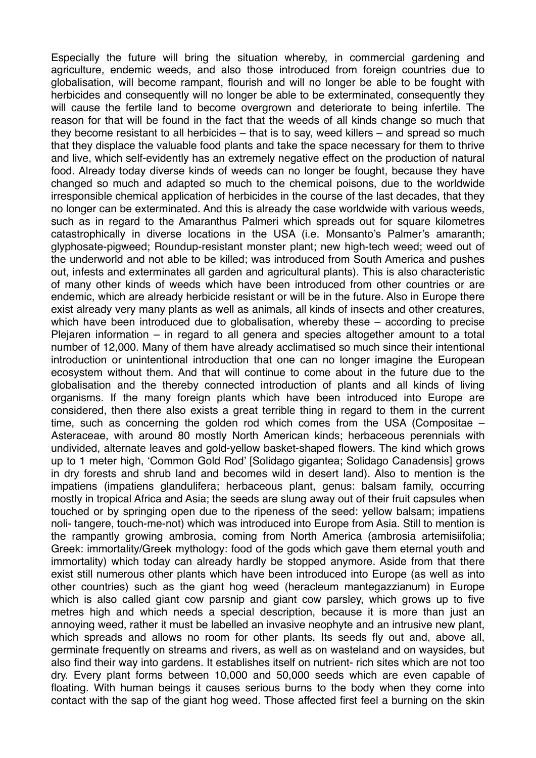Especially the future will bring the situation whereby, in commercial gardening and agriculture, endemic weeds, and also those introduced from foreign countries due to globalisation, will become rampant, flourish and will no longer be able to be fought with herbicides and consequently will no longer be able to be exterminated, consequently they will cause the fertile land to become overgrown and deteriorate to being infertile. The reason for that will be found in the fact that the weeds of all kinds change so much that they become resistant to all herbicides – that is to say, weed killers – and spread so much that they displace the valuable food plants and take the space necessary for them to thrive and live, which self-evidently has an extremely negative effect on the production of natural food. Already today diverse kinds of weeds can no longer be fought, because they have changed so much and adapted so much to the chemical poisons, due to the worldwide irresponsible chemical application of herbicides in the course of the last decades, that they no longer can be exterminated. And this is already the case worldwide with various weeds, such as in regard to the Amaranthus Palmeri which spreads out for square kilometres catastrophically in diverse locations in the USA (i.e. Monsanto's Palmer's amaranth; glyphosate-pigweed; Roundup-resistant monster plant; new high-tech weed; weed out of the underworld and not able to be killed; was introduced from South America and pushes out, infests and exterminates all garden and agricultural plants). This is also characteristic of many other kinds of weeds which have been introduced from other countries or are endemic, which are already herbicide resistant or will be in the future. Also in Europe there exist already very many plants as well as animals, all kinds of insects and other creatures, which have been introduced due to globalisation, whereby these – according to precise Plejaren information – in regard to all genera and species altogether amount to a total number of 12,000. Many of them have already acclimatised so much since their intentional introduction or unintentional introduction that one can no longer imagine the European ecosystem without them. And that will continue to come about in the future due to the globalisation and the thereby connected introduction of plants and all kinds of living organisms. If the many foreign plants which have been introduced into Europe are considered, then there also exists a great terrible thing in regard to them in the current time, such as concerning the golden rod which comes from the USA (Compositae – Asteraceae, with around 80 mostly North American kinds; herbaceous perennials with undivided, alternate leaves and gold-yellow basket-shaped flowers. The kind which grows up to 1 meter high, 'Common Gold Rod' [Solidago gigantea; Solidago Canadensis] grows in dry forests and shrub land and becomes wild in desert land). Also to mention is the impatiens (impatiens glandulifera; herbaceous plant, genus: balsam family, occurring mostly in tropical Africa and Asia; the seeds are slung away out of their fruit capsules when touched or by springing open due to the ripeness of the seed: yellow balsam; impatiens noli- tangere, touch-me-not) which was introduced into Europe from Asia. Still to mention is the rampantly growing ambrosia, coming from North America (ambrosia artemisiifolia; Greek: immortality/Greek mythology: food of the gods which gave them eternal youth and immortality) which today can already hardly be stopped anymore. Aside from that there exist still numerous other plants which have been introduced into Europe (as well as into other countries) such as the giant hog weed (heracleum mantegazzianum) in Europe which is also called giant cow parsnip and giant cow parsley, which grows up to five metres high and which needs a special description, because it is more than just an annoying weed, rather it must be labelled an invasive neophyte and an intrusive new plant, which spreads and allows no room for other plants. Its seeds fly out and, above all, germinate frequently on streams and rivers, as well as on wasteland and on waysides, but also find their way into gardens. It establishes itself on nutrient- rich sites which are not too dry. Every plant forms between 10,000 and 50,000 seeds which are even capable of floating. With human beings it causes serious burns to the body when they come into contact with the sap of the giant hog weed. Those affected first feel a burning on the skin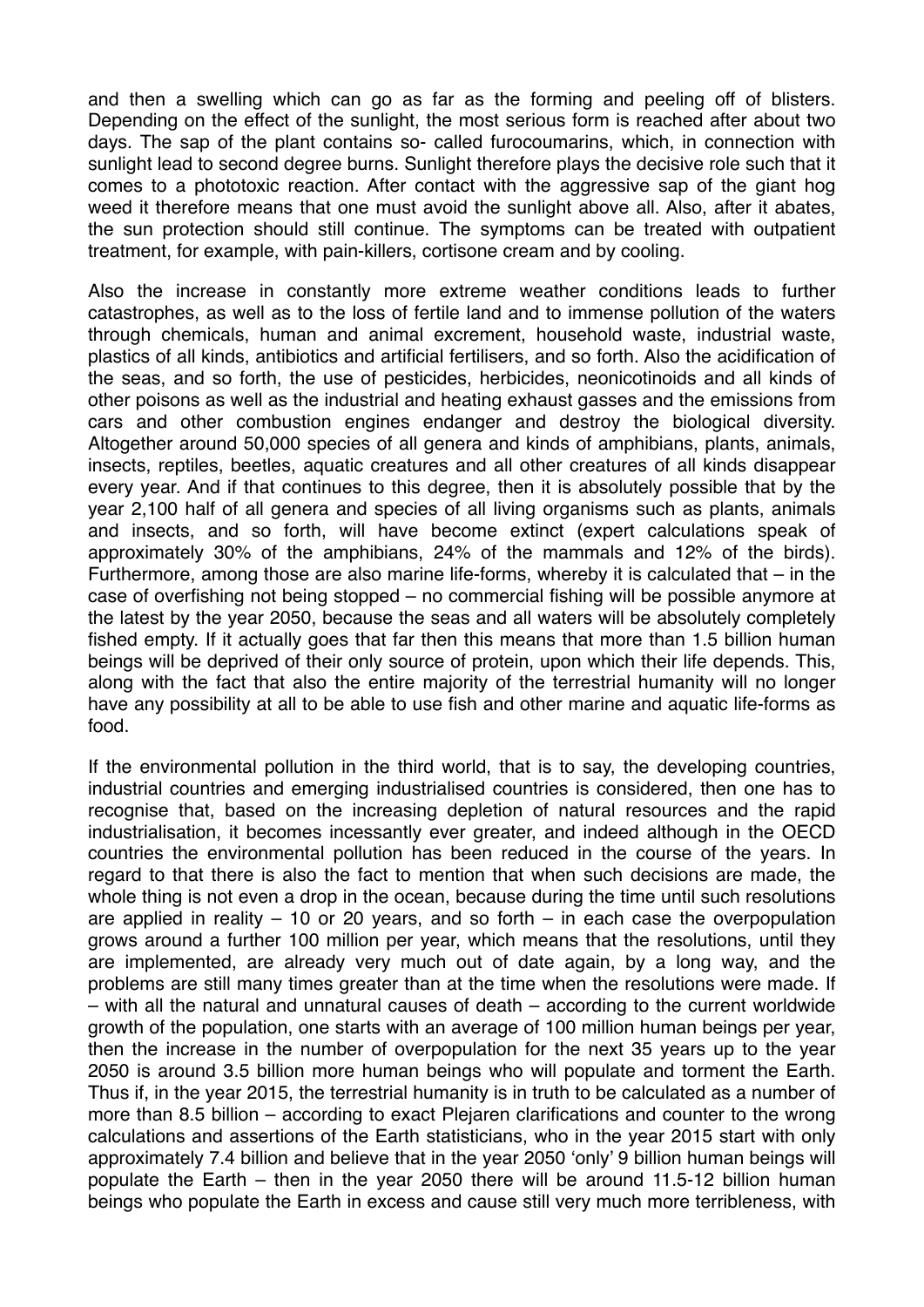and then a swelling which can go as far as the forming and peeling off of blisters. Depending on the effect of the sunlight, the most serious form is reached after about two days. The sap of the plant contains so- called furocoumarins, which, in connection with sunlight lead to second degree burns. Sunlight therefore plays the decisive role such that it comes to a phototoxic reaction. After contact with the aggressive sap of the giant hog weed it therefore means that one must avoid the sunlight above all. Also, after it abates, the sun protection should still continue. The symptoms can be treated with outpatient treatment, for example, with pain-killers, cortisone cream and by cooling.

Also the increase in constantly more extreme weather conditions leads to further catastrophes, as well as to the loss of fertile land and to immense pollution of the waters through chemicals, human and animal excrement, household waste, industrial waste, plastics of all kinds, antibiotics and artificial fertilisers, and so forth. Also the acidification of the seas, and so forth, the use of pesticides, herbicides, neonicotinoids and all kinds of other poisons as well as the industrial and heating exhaust gasses and the emissions from cars and other combustion engines endanger and destroy the biological diversity. Altogether around 50,000 species of all genera and kinds of amphibians, plants, animals, insects, reptiles, beetles, aquatic creatures and all other creatures of all kinds disappear every year. And if that continues to this degree, then it is absolutely possible that by the year 2,100 half of all genera and species of all living organisms such as plants, animals and insects, and so forth, will have become extinct (expert calculations speak of approximately 30% of the amphibians, 24% of the mammals and 12% of the birds). Furthermore, among those are also marine life-forms, whereby it is calculated that – in the case of overfishing not being stopped – no commercial fishing will be possible anymore at the latest by the year 2050, because the seas and all waters will be absolutely completely fished empty. If it actually goes that far then this means that more than 1.5 billion human beings will be deprived of their only source of protein, upon which their life depends. This, along with the fact that also the entire majority of the terrestrial humanity will no longer have any possibility at all to be able to use fish and other marine and aquatic life-forms as food.

If the environmental pollution in the third world, that is to say, the developing countries, industrial countries and emerging industrialised countries is considered, then one has to recognise that, based on the increasing depletion of natural resources and the rapid industrialisation, it becomes incessantly ever greater, and indeed although in the OECD countries the environmental pollution has been reduced in the course of the years. In regard to that there is also the fact to mention that when such decisions are made, the whole thing is not even a drop in the ocean, because during the time until such resolutions are applied in reality – 10 or 20 years, and so forth – in each case the overpopulation grows around a further 100 million per year, which means that the resolutions, until they are implemented, are already very much out of date again, by a long way, and the problems are still many times greater than at the time when the resolutions were made. If – with all the natural and unnatural causes of death – according to the current worldwide growth of the population, one starts with an average of 100 million human beings per year, then the increase in the number of overpopulation for the next 35 years up to the year 2050 is around 3.5 billion more human beings who will populate and torment the Earth. Thus if, in the year 2015, the terrestrial humanity is in truth to be calculated as a number of more than 8.5 billion – according to exact Plejaren clarifications and counter to the wrong calculations and assertions of the Earth statisticians, who in the year 2015 start with only approximately 7.4 billion and believe that in the year 2050 'only' 9 billion human beings will populate the Earth – then in the year 2050 there will be around 11.5-12 billion human beings who populate the Earth in excess and cause still very much more terribleness, with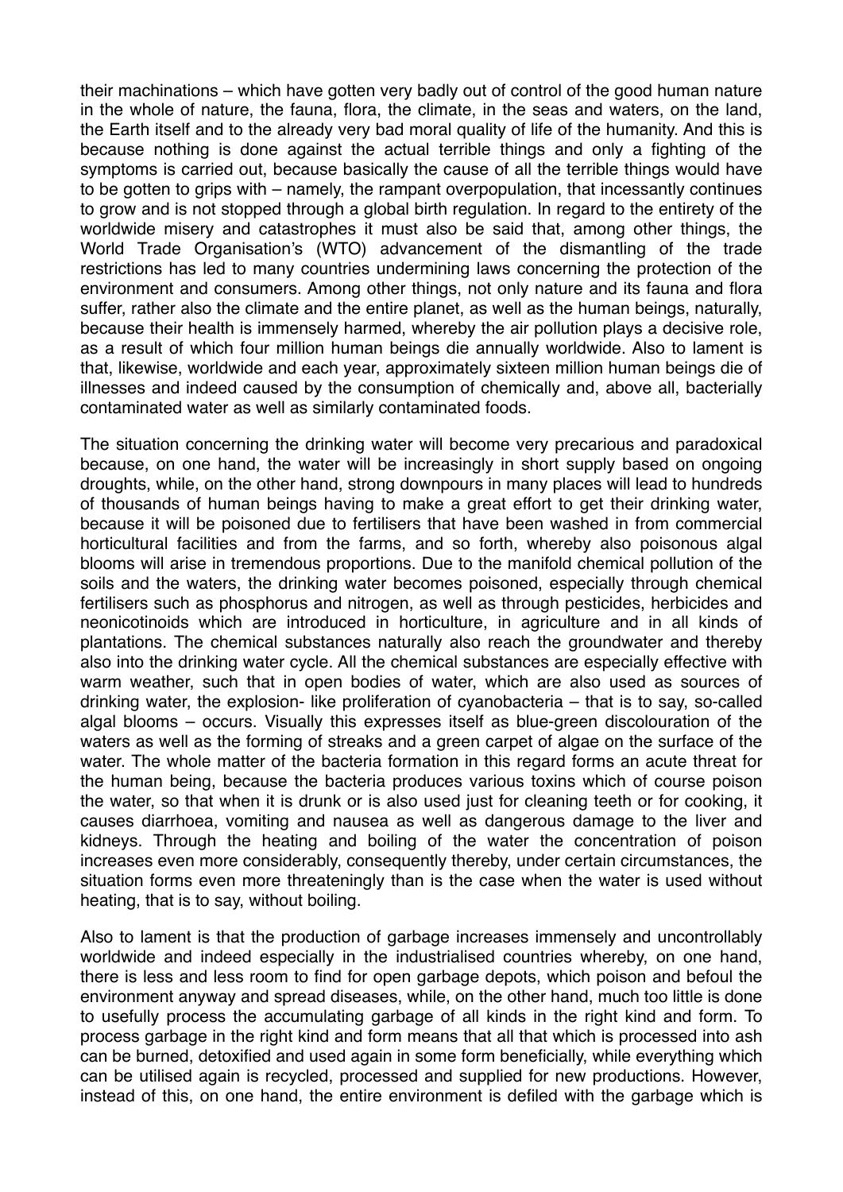their machinations – which have gotten very badly out of control of the good human nature in the whole of nature, the fauna, flora, the climate, in the seas and waters, on the land, the Earth itself and to the already very bad moral quality of life of the humanity. And this is because nothing is done against the actual terrible things and only a fighting of the symptoms is carried out, because basically the cause of all the terrible things would have to be gotten to grips with – namely, the rampant overpopulation, that incessantly continues to grow and is not stopped through a global birth regulation. In regard to the entirety of the worldwide misery and catastrophes it must also be said that, among other things, the World Trade Organisation's (WTO) advancement of the dismantling of the trade restrictions has led to many countries undermining laws concerning the protection of the environment and consumers. Among other things, not only nature and its fauna and flora suffer, rather also the climate and the entire planet, as well as the human beings, naturally, because their health is immensely harmed, whereby the air pollution plays a decisive role, as a result of which four million human beings die annually worldwide. Also to lament is that, likewise, worldwide and each year, approximately sixteen million human beings die of illnesses and indeed caused by the consumption of chemically and, above all, bacterially contaminated water as well as similarly contaminated foods.

The situation concerning the drinking water will become very precarious and paradoxical because, on one hand, the water will be increasingly in short supply based on ongoing droughts, while, on the other hand, strong downpours in many places will lead to hundreds of thousands of human beings having to make a great effort to get their drinking water, because it will be poisoned due to fertilisers that have been washed in from commercial horticultural facilities and from the farms, and so forth, whereby also poisonous algal blooms will arise in tremendous proportions. Due to the manifold chemical pollution of the soils and the waters, the drinking water becomes poisoned, especially through chemical fertilisers such as phosphorus and nitrogen, as well as through pesticides, herbicides and neonicotinoids which are introduced in horticulture, in agriculture and in all kinds of plantations. The chemical substances naturally also reach the groundwater and thereby also into the drinking water cycle. All the chemical substances are especially effective with warm weather, such that in open bodies of water, which are also used as sources of drinking water, the explosion- like proliferation of cyanobacteria – that is to say, so-called algal blooms – occurs. Visually this expresses itself as blue-green discolouration of the waters as well as the forming of streaks and a green carpet of algae on the surface of the water. The whole matter of the bacteria formation in this regard forms an acute threat for the human being, because the bacteria produces various toxins which of course poison the water, so that when it is drunk or is also used just for cleaning teeth or for cooking, it causes diarrhoea, vomiting and nausea as well as dangerous damage to the liver and kidneys. Through the heating and boiling of the water the concentration of poison increases even more considerably, consequently thereby, under certain circumstances, the situation forms even more threateningly than is the case when the water is used without heating, that is to say, without boiling.

Also to lament is that the production of garbage increases immensely and uncontrollably worldwide and indeed especially in the industrialised countries whereby, on one hand, there is less and less room to find for open garbage depots, which poison and befoul the environment anyway and spread diseases, while, on the other hand, much too little is done to usefully process the accumulating garbage of all kinds in the right kind and form. To process garbage in the right kind and form means that all that which is processed into ash can be burned, detoxified and used again in some form beneficially, while everything which can be utilised again is recycled, processed and supplied for new productions. However, instead of this, on one hand, the entire environment is defiled with the garbage which is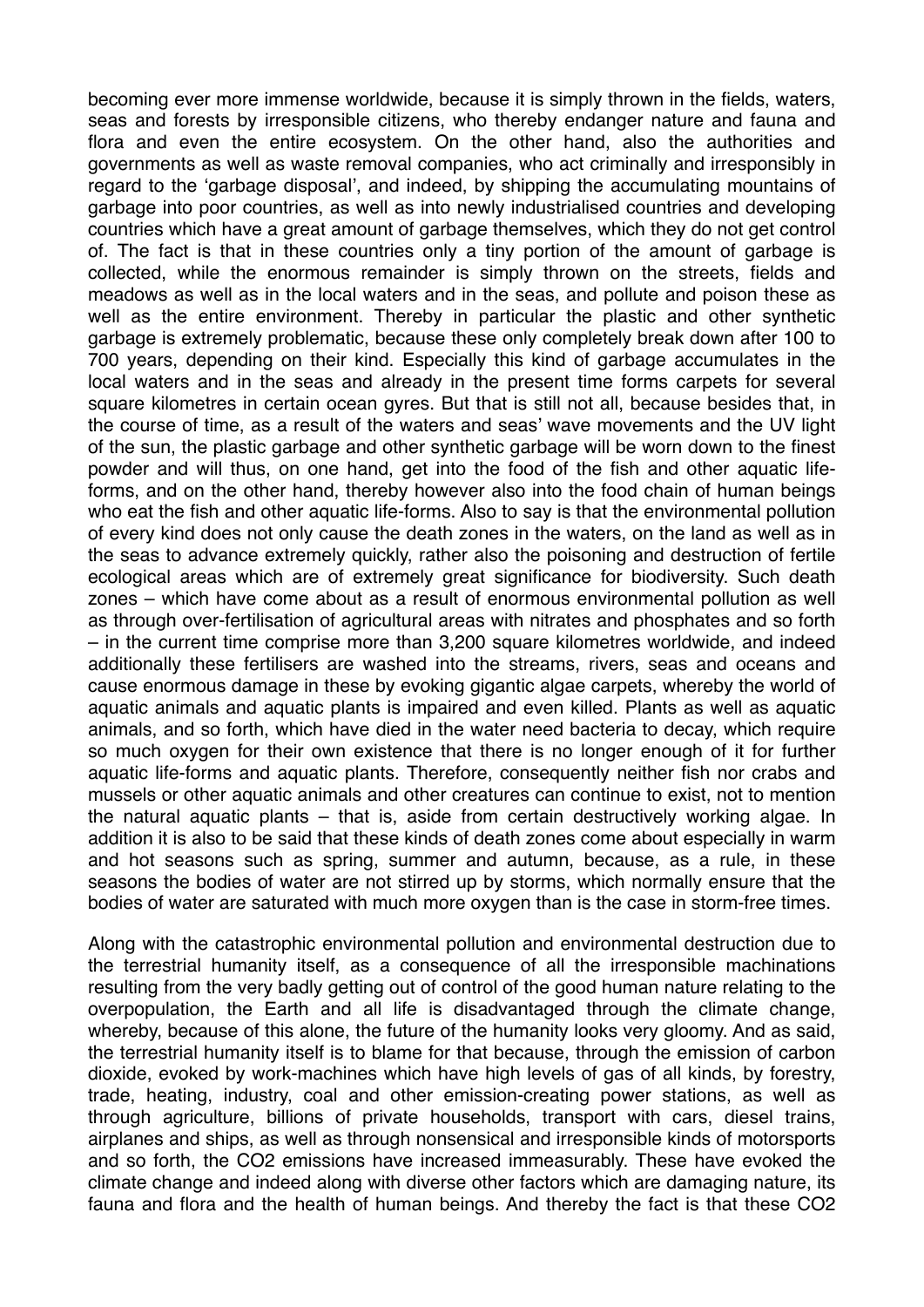becoming ever more immense worldwide, because it is simply thrown in the fields, waters, seas and forests by irresponsible citizens, who thereby endanger nature and fauna and flora and even the entire ecosystem. On the other hand, also the authorities and governments as well as waste removal companies, who act criminally and irresponsibly in regard to the 'garbage disposal', and indeed, by shipping the accumulating mountains of garbage into poor countries, as well as into newly industrialised countries and developing countries which have a great amount of garbage themselves, which they do not get control of. The fact is that in these countries only a tiny portion of the amount of garbage is collected, while the enormous remainder is simply thrown on the streets, fields and meadows as well as in the local waters and in the seas, and pollute and poison these as well as the entire environment. Thereby in particular the plastic and other synthetic garbage is extremely problematic, because these only completely break down after 100 to 700 years, depending on their kind. Especially this kind of garbage accumulates in the local waters and in the seas and already in the present time forms carpets for several square kilometres in certain ocean gyres. But that is still not all, because besides that, in the course of time, as a result of the waters and seas' wave movements and the UV light of the sun, the plastic garbage and other synthetic garbage will be worn down to the finest powder and will thus, on one hand, get into the food of the fish and other aquatic life-forms, and on the other hand, thereby however also into the food chain of human beings who eat the fish and other aquatic life-forms. Also to say is that the environmental pollution of every kind does not only cause the death zones in the waters, on the land as well as in the seas to advance extremely quickly, rather also the poisoning and destruction of fertile ecological areas which are of extremely great significance for biodiversity. Such death zones – which have come about as a result of enormous environmental pollution as well as through over-fertilisation of agricultural areas with nitrates and phosphates and so forth – in the current time comprise more than 3,200 square kilometres worldwide, and indeed additionally these fertilisers are washed into the streams, rivers, seas and oceans and cause enormous damage in these by evoking gigantic algae carpets, whereby the world of aquatic animals and aquatic plants is impaired and even killed. Plants as well as aquatic animals, and so forth, which have died in the water need bacteria to decay, which require so much oxygen for their own existence that there is no longer enough of it for further aquatic life-forms and aquatic plants. Therefore, consequently neither fish nor crabs and mussels or other aquatic animals and other creatures can continue to exist, not to mention the natural aquatic plants – that is, aside from certain destructively working algae. In addition it is also to be said that these kinds of death zones come about especially in warm and hot seasons such as spring, summer and autumn, because, as a rule, in these seasons the bodies of water are not stirred up by storms, which normally ensure that the bodies of water are saturated with much more oxygen than is the case in storm-free times.

Along with the catastrophic environmental pollution and environmental destruction due to the terrestrial humanity itself, as a consequence of all the irresponsible machinations resulting from the very badly getting out of control of the good human nature relating to the overpopulation, the Earth and all life is disadvantaged through the climate change, whereby, because of this alone, the future of the humanity looks very gloomy. And as said, the terrestrial humanity itself is to blame for that because, through the emission of carbon dioxide, evoked by work-machines which have high levels of gas of all kinds, by forestry, trade, heating, industry, coal and other emission-creating power stations, as well as through agriculture, billions of private households, transport with cars, diesel trains, airplanes and ships, as well as through nonsensical and irresponsible kinds of motorsports and so forth, the $CO_2$ emissions have increased immeasurably. These have evoked the climate change and indeed along with diverse other factors which are damaging nature, its fauna and flora and the health of human beings. And thereby the fact is that these $CO_2$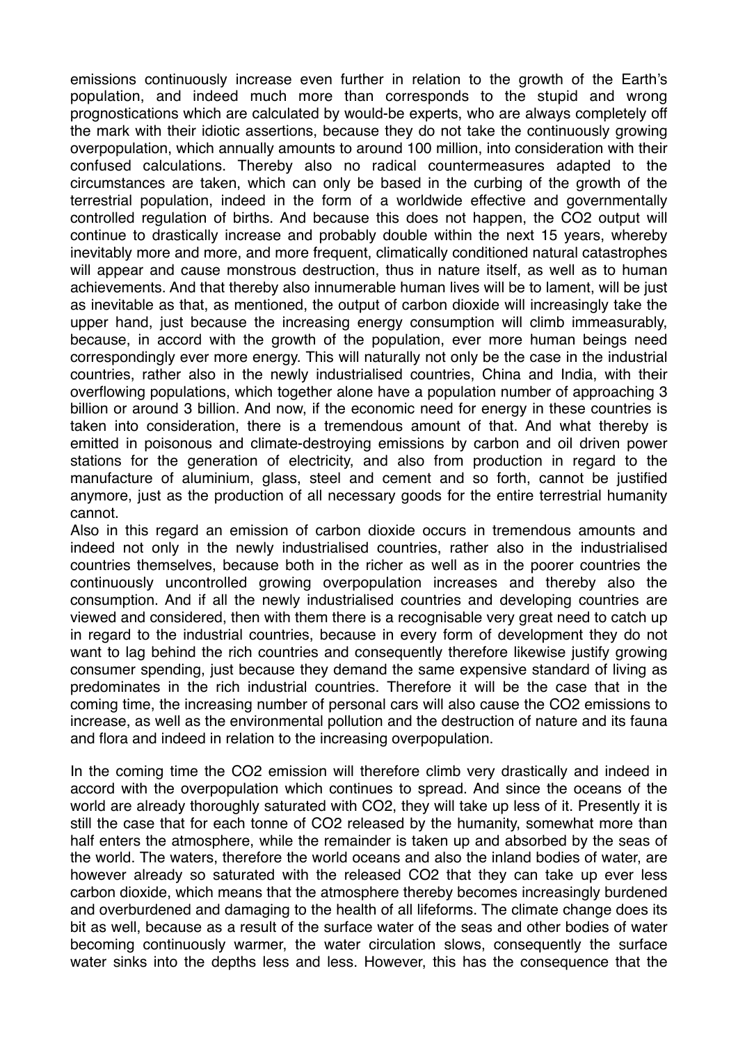emissions continuously increase even further in relation to the growth of the Earth's population, and indeed much more than corresponds to the stupid and wrong prognostications which are calculated by would-be experts, who are always completely off the mark with their idiotic assertions, because they do not take the continuously growing overpopulation, which annually amounts to around 100 million, into consideration with their confused calculations. Thereby also no radical countermeasures adapted to the circumstances are taken, which can only be based in the curbing of the growth of the terrestrial population, indeed in the form of a worldwide effective and governmentally controlled regulation of births. And because this does not happen, the $CO_2$ output will continue to drastically increase and probably double within the next 15 years, whereby inevitably more and more, and more frequent, climatically conditioned natural catastrophes will appear and cause monstrous destruction, thus in nature itself, as well as to human achievements. And that thereby also innumerable human lives will be to lament, will be just as inevitable as that, as mentioned, the output of carbon dioxide will increasingly take the upper hand, just because the increasing energy consumption will climb immeasurably, because, in accord with the growth of the population, ever more human beings need correspondingly ever more energy. This will naturally not only be the case in the industrial countries, rather also in the newly industrialised countries, China and India, with their overflowing populations, which together alone have a population number of approaching 3 billion or around 3 billion. And now, if the economic need for energy in these countries is taken into consideration, there is a tremendous amount of that. And what thereby is emitted in poisonous and climate-destroying emissions by carbon and oil driven power stations for the generation of electricity, and also from production in regard to the manufacture of aluminium, glass, steel and cement and so forth, cannot be justified anymore, just as the production of all necessary goods for the entire terrestrial humanity cannot.

Also in this regard an emission of carbon dioxide occurs in tremendous amounts and indeed not only in the newly industrialised countries, rather also in the industrialised countries themselves, because both in the richer as well as in the poorer countries the continuously uncontrolled growing overpopulation increases and thereby also the consumption. And if all the newly industrialised countries and developing countries are viewed and considered, then with them there is a recognisable very great need to catch up in regard to the industrial countries, because in every form of development they do not want to lag behind the rich countries and consequently therefore likewise justify growing consumer spending, just because they demand the same expensive standard of living as predominates in the rich industrial countries. Therefore it will be the case that in the coming time, the increasing number of personal cars will also cause the $CO_2$ emissions to increase, as well as the environmental pollution and the destruction of nature and its fauna and flora and indeed in relation to the increasing overpopulation.

In the coming time the $CO_2$ emission will therefore climb very drastically and indeed in accord with the overpopulation which continues to spread. And since the oceans of the world are already thoroughly saturated with $CO_2$, they will take up less of it. Presently it is still the case that for each tonne of $CO_2$ released by the humanity, somewhat more than half enters the atmosphere, while the remainder is taken up and absorbed by the seas of the world. The waters, therefore the world oceans and also the inland bodies of water, are however already so saturated with the released $CO_2$ that they can take up ever less carbon dioxide, which means that the atmosphere thereby becomes increasingly burdened and overburdened and damaging to the health of all lifeforms. The climate change does its bit as well, because as a result of the surface water of the seas and other bodies of water becoming continuously warmer, the water circulation slows, consequently the surface water sinks into the depths less and less. However, this has the consequence that the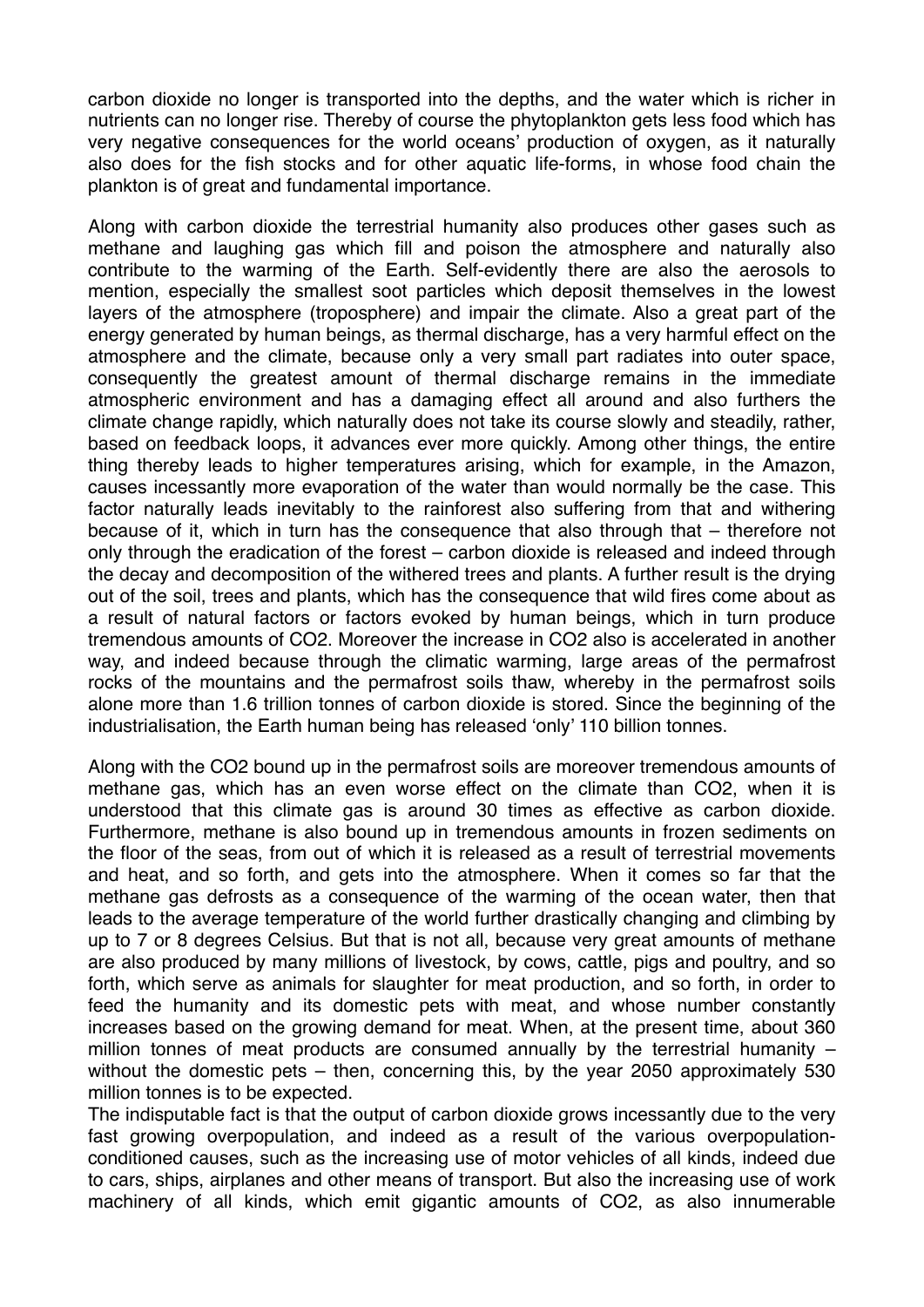carbon dioxide no longer is transported into the depths, and the water which is richer in nutrients can no longer rise. Thereby of course the phytoplankton gets less food which has very negative consequences for the world oceans' production of oxygen, as it naturally also does for the fish stocks and for other aquatic life-forms, in whose food chain the plankton is of great and fundamental importance.

Along with carbon dioxide the terrestrial humanity also produces other gases such as methane and laughing gas which fill and poison the atmosphere and naturally also contribute to the warming of the Earth. Self-evidently there are also the aerosols to mention, especially the smallest soot particles which deposit themselves in the lowest layers of the atmosphere (troposphere) and impair the climate. Also a great part of the energy generated by human beings, as thermal discharge, has a very harmful effect on the atmosphere and the climate, because only a very small part radiates into outer space, consequently the greatest amount of thermal discharge remains in the immediate atmospheric environment and has a damaging effect all around and also furthers the climate change rapidly, which naturally does not take its course slowly and steadily, rather, based on feedback loops, it advances ever more quickly. Among other things, the entire thing thereby leads to higher temperatures arising, which for example, in the Amazon, causes incessantly more evaporation of the water than would normally be the case. This factor naturally leads inevitably to the rainforest also suffering from that and withering because of it, which in turn has the consequence that also through that – therefore not only through the eradication of the forest – carbon dioxide is released and indeed through the decay and decomposition of the withered trees and plants. A further result is the drying out of the soil, trees and plants, which has the consequence that wild fires come about as a result of natural factors or factors evoked by human beings, which in turn produce tremendous amounts of $CO_2$. Moreover the increase in $CO_2$ also is accelerated in another way, and indeed because through the climatic warming, large areas of the permafrost rocks of the mountains and the permafrost soils thaw, whereby in the permafrost soils alone more than 1.6 trillion tonnes of carbon dioxide is stored. Since the beginning of the industrialisation, the Earth human being has released 'only' 110 billion tonnes.

Along with the $CO_2$ bound up in the permafrost soils are moreover tremendous amounts of methane gas, which has an even worse effect on the climate than $CO_2$, when it is understood that this climate gas is around 30 times as effective as carbon dioxide. Furthermore, methane is also bound up in tremendous amounts in frozen sediments on the floor of the seas, from out of which it is released as a result of terrestrial movements and heat, and so forth, and gets into the atmosphere. When it comes so far that the methane gas defrosts as a consequence of the warming of the ocean water, then that leads to the average temperature of the world further drastically changing and climbing by up to 7 or 8 degrees Celsius. But that is not all, because very great amounts of methane are also produced by many millions of livestock, by cows, cattle, pigs and poultry, and so forth, which serve as animals for slaughter for meat production, and so forth, in order to feed the humanity and its domestic pets with meat, and whose number constantly increases based on the growing demand for meat. When, at the present time, about 360 million tonnes of meat products are consumed annually by the terrestrial humanity – without the domestic pets – then, concerning this, by the year 2050 approximately 530 million tonnes is to be expected.

The indisputable fact is that the output of carbon dioxide grows incessantly due to the very fast growing overpopulation, and indeed as a result of the various overpopulation-conditioned causes, such as the increasing use of motor vehicles of all kinds, indeed due to cars, ships, airplanes and other means of transport. But also the increasing use of work machinery of all kinds, which emit gigantic amounts of $CO_2$, as also innumerable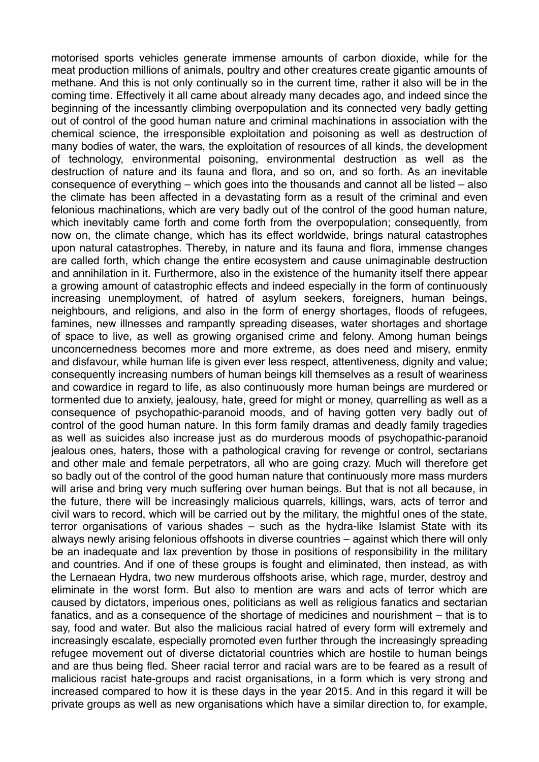motorised sports vehicles generate immense amounts of carbon dioxide, while for the meat production millions of animals, poultry and other creatures create gigantic amounts of methane. And this is not only continually so in the current time, rather it also will be in the coming time. Effectively it all came about already many decades ago, and indeed since the beginning of the incessantly climbing overpopulation and its connected very badly getting out of control of the good human nature and criminal machinations in association with the chemical science, the irresponsible exploitation and poisoning as well as destruction of many bodies of water, the wars, the exploitation of resources of all kinds, the development of technology, environmental poisoning, environmental destruction as well as the destruction of nature and its fauna and flora, and so on, and so forth. As an inevitable consequence of everything – which goes into the thousands and cannot all be listed – also the climate has been affected in a devastating form as a result of the criminal and even felonious machinations, which are very badly out of the control of the good human nature, which inevitably came forth and come forth from the overpopulation; consequently, from now on, the climate change, which has its effect worldwide, brings natural catastrophes upon natural catastrophes. Thereby, in nature and its fauna and flora, immense changes are called forth, which change the entire ecosystem and cause unimaginable destruction and annihilation in it. Furthermore, also in the existence of the humanity itself there appear a growing amount of catastrophic effects and indeed especially in the form of continuously increasing unemployment, of hatred of asylum seekers, foreigners, human beings, neighbours, and religions, and also in the form of energy shortages, floods of refugees, famines, new illnesses and rampantly spreading diseases, water shortages and shortage of space to live, as well as growing organised crime and felony. Among human beings unconcernedness becomes more and more extreme, as does need and misery, enmity and disfavour, while human life is given ever less respect, attentiveness, dignity and value; consequently increasing numbers of human beings kill themselves as a result of weariness and cowardice in regard to life, as also continuously more human beings are murdered or tormented due to anxiety, jealousy, hate, greed for might or money, quarrelling as well as a consequence of psychopathic-paranoid moods, and of having gotten very badly out of control of the good human nature. In this form family dramas and deadly family tragedies as well as suicides also increase just as do murderous moods of psychopathic-paranoid jealous ones, haters, those with a pathological craving for revenge or control, sectarians and other male and female perpetrators, all who are going crazy. Much will therefore get so badly out of the control of the good human nature that continuously more mass murders will arise and bring very much suffering over human beings. But that is not all because, in the future, there will be increasingly malicious quarrels, killings, wars, acts of terror and civil wars to record, which will be carried out by the military, the mightful ones of the state, terror organisations of various shades – such as the hydra-like Islamist State with its always newly arising felonious offshoots in diverse countries – against which there will only be an inadequate and lax prevention by those in positions of responsibility in the military and countries. And if one of these groups is fought and eliminated, then instead, as with the Lernaean Hydra, two new murderous offshoots arise, which rage, murder, destroy and eliminate in the worst form. But also to mention are wars and acts of terror which are caused by dictators, imperious ones, politicians as well as religious fanatics and sectarian fanatics, and as a consequence of the shortage of medicines and nourishment – that is to say, food and water. But also the malicious racial hatred of every form will extremely and increasingly escalate, especially promoted even further through the increasingly spreading refugee movement out of diverse dictatorial countries which are hostile to human beings and are thus being fled. Sheer racial terror and racial wars are to be feared as a result of malicious racist hate-groups and racist organisations, in a form which is very strong and increased compared to how it is these days in the year 2015. And in this regard it will be private groups as well as new organisations which have a similar direction to, for example,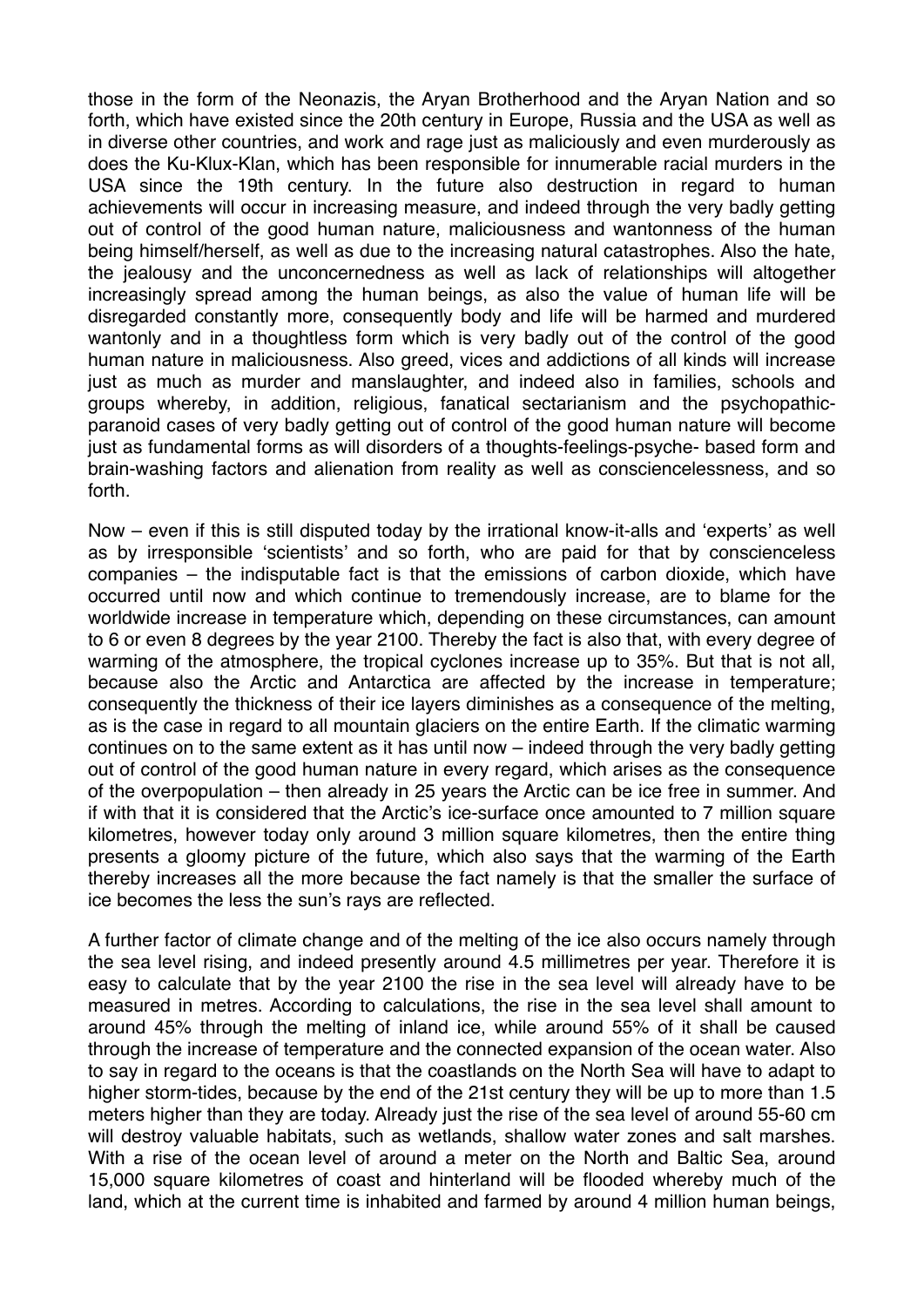those in the form of the Neonazis, the Aryan Brotherhood and the Aryan Nation and so forth, which have existed since the 20th century in Europe, Russia and the USA as well as in diverse other countries, and work and rage just as maliciously and even murderously as does the Ku-Klux-Klan, which has been responsible for innumerable racial murders in the USA since the 19th century. In the future also destruction in regard to human achievements will occur in increasing measure, and indeed through the very badly getting out of control of the good human nature, maliciousness and wantonness of the human being himself/herself, as well as due to the increasing natural catastrophes. Also the hate, the jealousy and the unconcernedness as well as lack of relationships will altogether increasingly spread among the human beings, as also the value of human life will be disregarded constantly more, consequently body and life will be harmed and murdered wantonly and in a thoughtless form which is very badly out of the control of the good human nature in maliciousness. Also greed, vices and addictions of all kinds will increase just as much as murder and manslaughter, and indeed also in families, schools and groups whereby, in addition, religious, fanatical sectarianism and the psychopathic-paranoid cases of very badly getting out of control of the good human nature will become just as fundamental forms as will disorders of a thoughts-feelings-psyche- based form and brain-washing factors and alienation from reality as well as consciencelessness, and so forth.

Now – even if this is still disputed today by the irrational know-it-alls and 'experts' as well as by irresponsible 'scientists' and so forth, who are paid for that by conscienceless companies – the indisputable fact is that the emissions of carbon dioxide, which have occurred until now and which continue to tremendously increase, are to blame for the worldwide increase in temperature which, depending on these circumstances, can amount to 6 or even 8 degrees by the year 2100. Thereby the fact is also that, with every degree of warming of the atmosphere, the tropical cyclones increase up to 35%. But that is not all, because also the Arctic and Antarctica are affected by the increase in temperature; consequently the thickness of their ice layers diminishes as a consequence of the melting, as is the case in regard to all mountain glaciers on the entire Earth. If the climatic warming continues on to the same extent as it has until now – indeed through the very badly getting out of control of the good human nature in every regard, which arises as the consequence of the overpopulation – then already in 25 years the Arctic can be ice free in summer. And if with that it is considered that the Arctic's ice-surface once amounted to 7 million square kilometres, however today only around 3 million square kilometres, then the entire thing presents a gloomy picture of the future, which also says that the warming of the Earth thereby increases all the more because the fact namely is that the smaller the surface of ice becomes the less the sun's rays are reflected.

A further factor of climate change and of the melting of the ice also occurs namely through the sea level rising, and indeed presently around 4.5 millimetres per year. Therefore it is easy to calculate that by the year 2100 the rise in the sea level will already have to be measured in metres. According to calculations, the rise in the sea level shall amount to around 45% through the melting of inland ice, while around 55% of it shall be caused through the increase of temperature and the connected expansion of the ocean water. Also to say in regard to the oceans is that the coastlands on the North Sea will have to adapt to higher storm-tides, because by the end of the 21st century they will be up to more than 1.5 meters higher than they are today. Already just the rise of the sea level of around 55-60 cm will destroy valuable habitats, such as wetlands, shallow water zones and salt marshes. With a rise of the ocean level of around a meter on the North and Baltic Sea, around 15,000 square kilometres of coast and hinterland will be flooded whereby much of the land, which at the current time is inhabited and farmed by around 4 million human beings,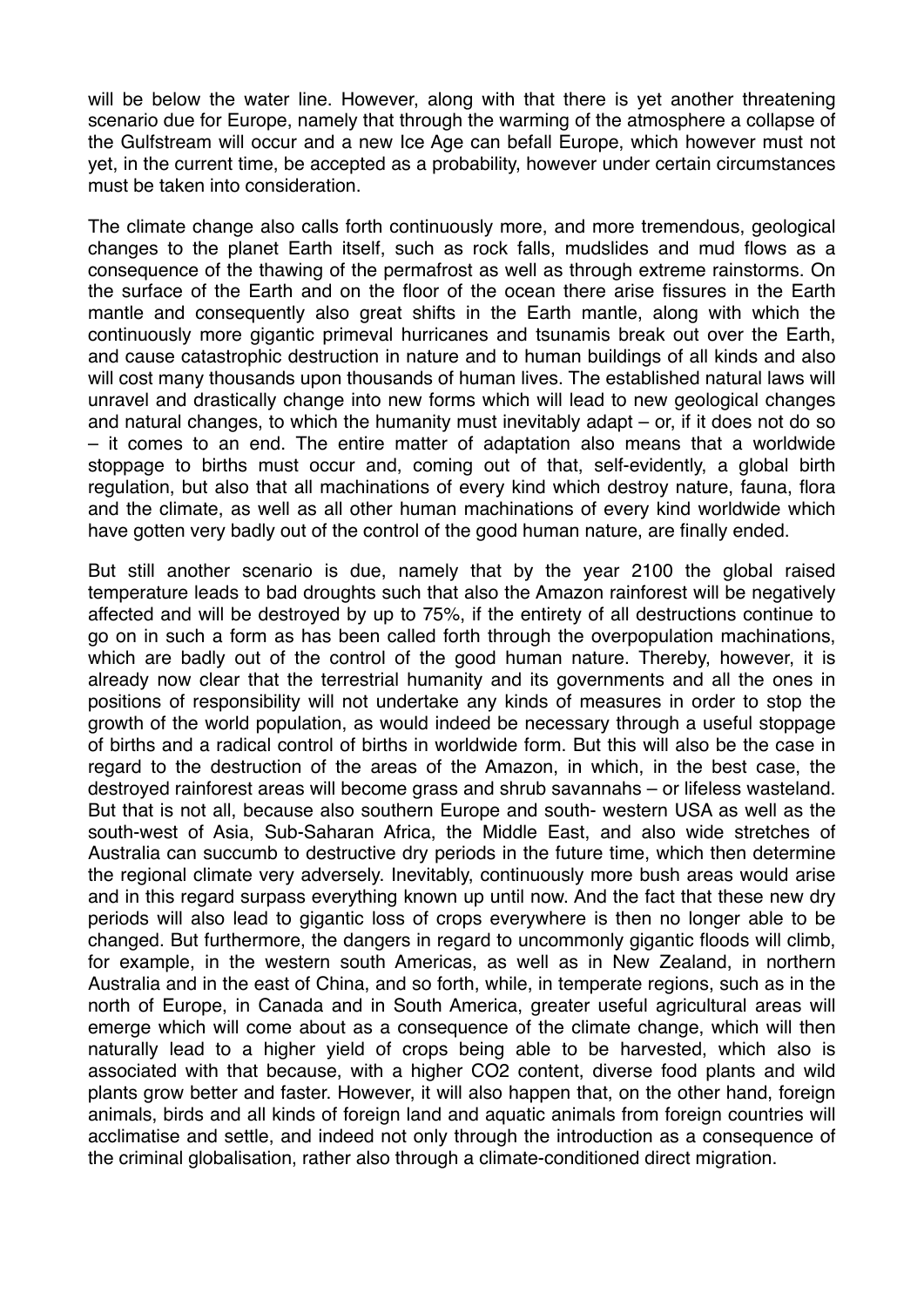will be below the water line. However, along with that there is yet another threatening scenario due for Europe, namely that through the warming of the atmosphere a collapse of the Gulfstream will occur and a new Ice Age can befall Europe, which however must not yet, in the current time, be accepted as a probability, however under certain circumstances must be taken into consideration.

The climate change also calls forth continuously more, and more tremendous, geological changes to the planet Earth itself, such as rock falls, mudslides and mud flows as a consequence of the thawing of the permafrost as well as through extreme rainstorms. On the surface of the Earth and on the floor of the ocean there arise fissures in the Earth mantle and consequently also great shifts in the Earth mantle, along with which the continuously more gigantic primeval hurricanes and tsunamis break out over the Earth, and cause catastrophic destruction in nature and to human buildings of all kinds and also will cost many thousands upon thousands of human lives. The established natural laws will unravel and drastically change into new forms which will lead to new geological changes and natural changes, to which the humanity must inevitably adapt – or, if it does not do so – it comes to an end. The entire matter of adaptation also means that a worldwide stoppage to births must occur and, coming out of that, self-evidently, a global birth regulation, but also that all machinations of every kind which destroy nature, fauna, flora and the climate, as well as all other human machinations of every kind worldwide which have gotten very badly out of the control of the good human nature, are finally ended.

But still another scenario is due, namely that by the year 2100 the global raised temperature leads to bad droughts such that also the Amazon rainforest will be negatively affected and will be destroyed by up to 75%, if the entirety of all destructions continue to go on in such a form as has been called forth through the overpopulation machinations, which are badly out of the control of the good human nature. Thereby, however, it is already now clear that the terrestrial humanity and its governments and all the ones in positions of responsibility will not undertake any kinds of measures in order to stop the growth of the world population, as would indeed be necessary through a useful stoppage of births and a radical control of births in worldwide form. But this will also be the case in regard to the destruction of the areas of the Amazon, in which, in the best case, the destroyed rainforest areas will become grass and shrub savannahs – or lifeless wasteland. But that is not all, because also southern Europe and south- western USA as well as the south-west of Asia, Sub-Saharan Africa, the Middle East, and also wide stretches of Australia can succumb to destructive dry periods in the future time, which then determine the regional climate very adversely. Inevitably, continuously more bush areas would arise and in this regard surpass everything known up until now. And the fact that these new dry periods will also lead to gigantic loss of crops everywhere is then no longer able to be changed. But furthermore, the dangers in regard to uncommonly gigantic floods will climb, for example, in the western south Americas, as well as in New Zealand, in northern Australia and in the east of China, and so forth, while, in temperate regions, such as in the north of Europe, in Canada and in South America, greater useful agricultural areas will emerge which will come about as a consequence of the climate change, which will then naturally lead to a higher yield of crops being able to be harvested, which also is associated with that because, with a higher $CO_2$ content, diverse food plants and wild plants grow better and faster. However, it will also happen that, on the other hand, foreign animals, birds and all kinds of foreign land and aquatic animals from foreign countries will acclimatise and settle, and indeed not only through the introduction as a consequence of the criminal globalisation, rather also through a climate-conditioned direct migration.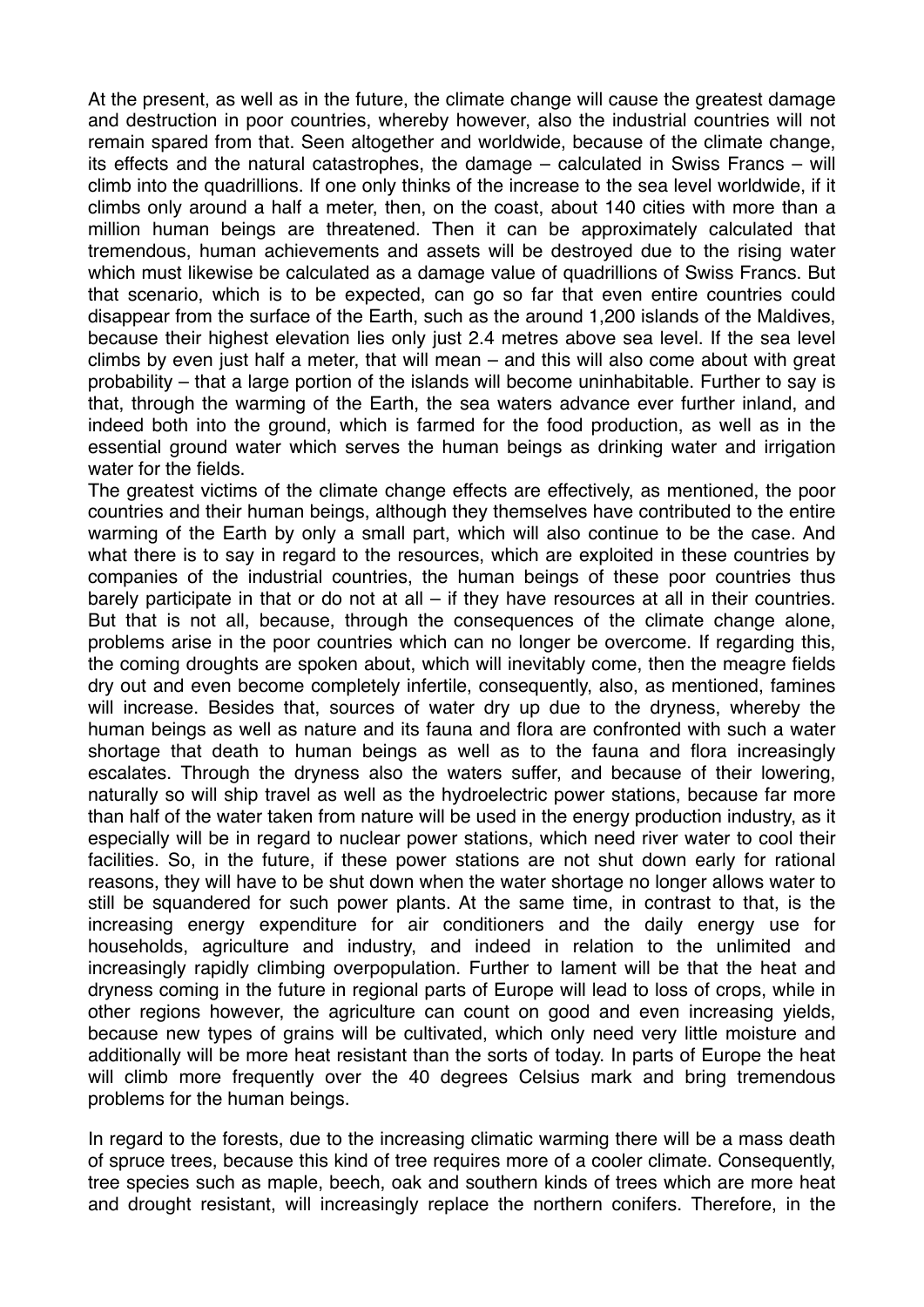At the present, as well as in the future, the climate change will cause the greatest damage and destruction in poor countries, whereby however, also the industrial countries will not remain spared from that. Seen altogether and worldwide, because of the climate change, its effects and the natural catastrophes, the damage – calculated in Swiss Francs – will climb into the quadrillions. If one only thinks of the increase to the sea level worldwide, if it climbs only around a half a meter, then, on the coast, about 140 cities with more than a million human beings are threatened. Then it can be approximately calculated that tremendous, human achievements and assets will be destroyed due to the rising water which must likewise be calculated as a damage value of quadrillions of Swiss Francs. But that scenario, which is to be expected, can go so far that even entire countries could disappear from the surface of the Earth, such as the around 1,200 islands of the Maldives, because their highest elevation lies only just 2.4 metres above sea level. If the sea level climbs by even just half a meter, that will mean – and this will also come about with great probability – that a large portion of the islands will become uninhabitable. Further to say is that, through the warming of the Earth, the sea waters advance ever further inland, and indeed both into the ground, which is farmed for the food production, as well as in the essential ground water which serves the human beings as drinking water and irrigation water for the fields.

The greatest victims of the climate change effects are effectively, as mentioned, the poor countries and their human beings, although they themselves have contributed to the entire warming of the Earth by only a small part, which will also continue to be the case. And what there is to say in regard to the resources, which are exploited in these countries by companies of the industrial countries, the human beings of these poor countries thus barely participate in that or do not at all – if they have resources at all in their countries. But that is not all, because, through the consequences of the climate change alone, problems arise in the poor countries which can no longer be overcome. If regarding this, the coming droughts are spoken about, which will inevitably come, then the meagre fields dry out and even become completely infertile, consequently, also, as mentioned, famines will increase. Besides that, sources of water dry up due to the dryness, whereby the human beings as well as nature and its fauna and flora are confronted with such a water shortage that death to human beings as well as to the fauna and flora increasingly escalates. Through the dryness also the waters suffer, and because of their lowering, naturally so will ship travel as well as the hydroelectric power stations, because far more than half of the water taken from nature will be used in the energy production industry, as it especially will be in regard to nuclear power stations, which need river water to cool their facilities. So, in the future, if these power stations are not shut down early for rational reasons, they will have to be shut down when the water shortage no longer allows water to still be squandered for such power plants. At the same time, in contrast to that, is the increasing energy expenditure for air conditioners and the daily energy use for households, agriculture and industry, and indeed in relation to the unlimited and increasingly rapidly climbing overpopulation. Further to lament will be that the heat and dryness coming in the future in regional parts of Europe will lead to loss of crops, while in other regions however, the agriculture can count on good and even increasing yields, because new types of grains will be cultivated, which only need very little moisture and additionally will be more heat resistant than the sorts of today. In parts of Europe the heat will climb more frequently over the 40 degrees Celsius mark and bring tremendous problems for the human beings.

In regard to the forests, due to the increasing climatic warming there will be a mass death of spruce trees, because this kind of tree requires more of a cooler climate. Consequently, tree species such as maple, beech, oak and southern kinds of trees which are more heat and drought resistant, will increasingly replace the northern conifers. Therefore, in the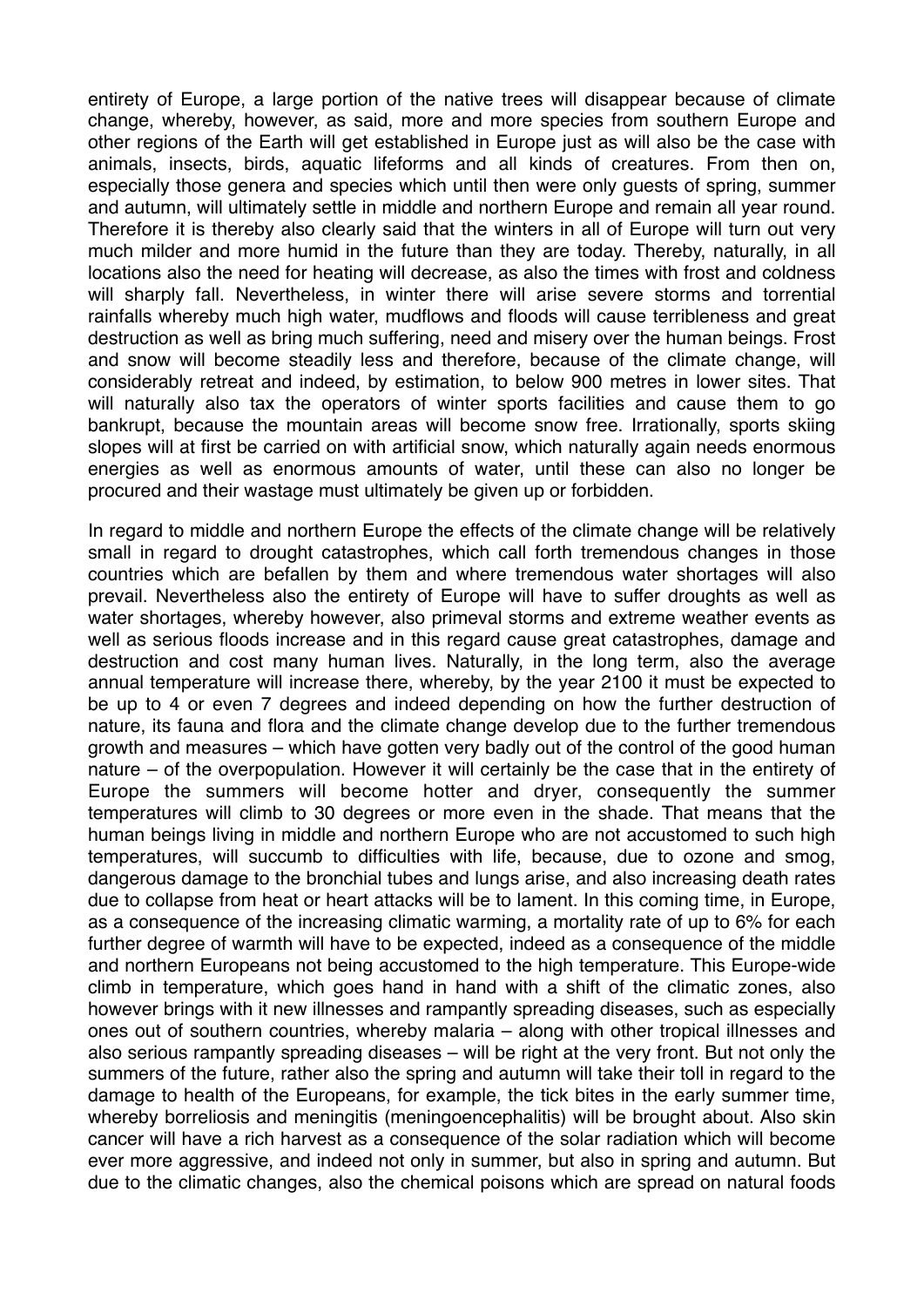entirety of Europe, a large portion of the native trees will disappear because of climate change, whereby, however, as said, more and more species from southern Europe and other regions of the Earth will get established in Europe just as will also be the case with animals, insects, birds, aquatic lifeforms and all kinds of creatures. From then on, especially those genera and species which until then were only guests of spring, summer and autumn, will ultimately settle in middle and northern Europe and remain all year round. Therefore it is thereby also clearly said that the winters in all of Europe will turn out very much milder and more humid in the future than they are today. Thereby, naturally, in all locations also the need for heating will decrease, as also the times with frost and coldness will sharply fall. Nevertheless, in winter there will arise severe storms and torrential rainfalls whereby much high water, mudflows and floods will cause terribleness and great destruction as well as bring much suffering, need and misery over the human beings. Frost and snow will become steadily less and therefore, because of the climate change, will considerably retreat and indeed, by estimation, to below 900 metres in lower sites. That will naturally also tax the operators of winter sports facilities and cause them to go bankrupt, because the mountain areas will become snow free. Irrationally, sports skiing slopes will at first be carried on with artificial snow, which naturally again needs enormous energies as well as enormous amounts of water, until these can also no longer be procured and their wastage must ultimately be given up or forbidden.

In regard to middle and northern Europe the effects of the climate change will be relatively small in regard to drought catastrophes, which call forth tremendous changes in those countries which are befallen by them and where tremendous water shortages will also prevail. Nevertheless also the entirety of Europe will have to suffer droughts as well as water shortages, whereby however, also primeval storms and extreme weather events as well as serious floods increase and in this regard cause great catastrophes, damage and destruction and cost many human lives. Naturally, in the long term, also the average annual temperature will increase there, whereby, by the year 2100 it must be expected to be up to 4 or even 7 degrees and indeed depending on how the further destruction of nature, its fauna and flora and the climate change develop due to the further tremendous growth and measures – which have gotten very badly out of the control of the good human nature – of the overpopulation. However it will certainly be the case that in the entirety of Europe the summers will become hotter and dryer, consequently the summer temperatures will climb to 30 degrees or more even in the shade. That means that the human beings living in middle and northern Europe who are not accustomed to such high temperatures, will succumb to difficulties with life, because, due to ozone and smog, dangerous damage to the bronchial tubes and lungs arise, and also increasing death rates due to collapse from heat or heart attacks will be to lament. In this coming time, in Europe, as a consequence of the increasing climatic warming, a mortality rate of up to 6% for each further degree of warmth will have to be expected, indeed as a consequence of the middle and northern Europeans not being accustomed to the high temperature. This Europe-wide climb in temperature, which goes hand in hand with a shift of the climatic zones, also however brings with it new illnesses and rampantly spreading diseases, such as especially ones out of southern countries, whereby malaria – along with other tropical illnesses and also serious rampantly spreading diseases – will be right at the very front. But not only the summers of the future, rather also the spring and autumn will take their toll in regard to the damage to health of the Europeans, for example, the tick bites in the early summer time, whereby borreliosis and meningitis (meningoencephalitis) will be brought about. Also skin cancer will have a rich harvest as a consequence of the solar radiation which will become ever more aggressive, and indeed not only in summer, but also in spring and autumn. But due to the climatic changes, also the chemical poisons which are spread on natural foods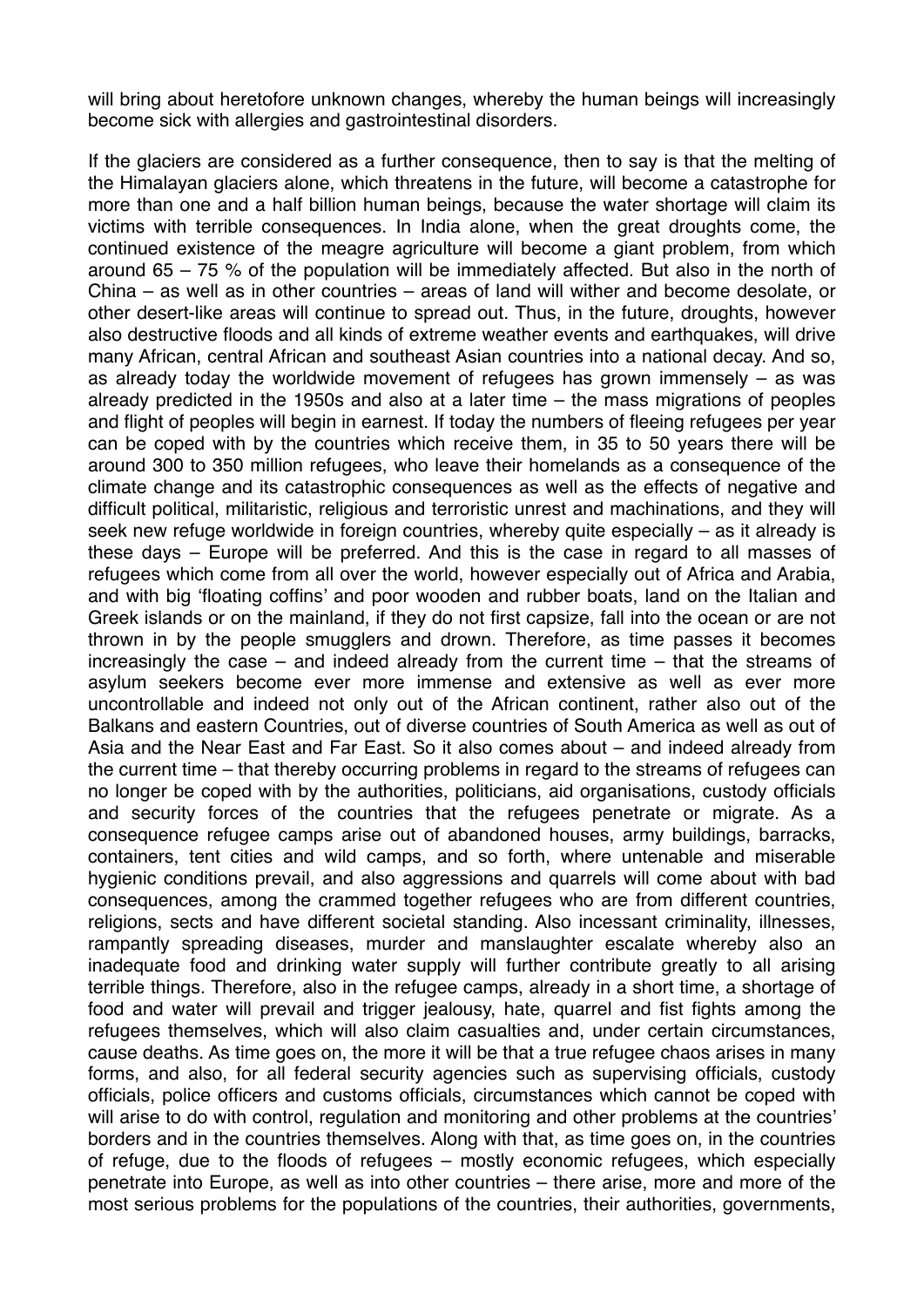will bring about heretofore unknown changes, whereby the human beings will increasingly become sick with allergies and gastrointestinal disorders.

If the glaciers are considered as a further consequence, then to say is that the melting of the Himalayan glaciers alone, which threatens in the future, will become a catastrophe for more than one and a half billion human beings, because the water shortage will claim its victims with terrible consequences. In India alone, when the great droughts come, the continued existence of the meagre agriculture will become a giant problem, from which around 65 – 75 % of the population will be immediately affected. But also in the north of China – as well as in other countries – areas of land will wither and become desolate, or other desert-like areas will continue to spread out. Thus, in the future, droughts, however also destructive floods and all kinds of extreme weather events and earthquakes, will drive many African, central African and southeast Asian countries into a national decay. And so, as already today the worldwide movement of refugees has grown immensely – as was already predicted in the 1950s and also at a later time – the mass migrations of peoples and flight of peoples will begin in earnest. If today the numbers of fleeing refugees per year can be coped with by the countries which receive them, in 35 to 50 years there will be around 300 to 350 million refugees, who leave their homelands as a consequence of the climate change and its catastrophic consequences as well as the effects of negative and difficult political, militaristic, religious and terroristic unrest and machinations, and they will seek new refuge worldwide in foreign countries, whereby quite especially – as it already is these days – Europe will be preferred. And this is the case in regard to all masses of refugees which come from all over the world, however especially out of Africa and Arabia, and with big 'floating coffins' and poor wooden and rubber boats, land on the Italian and Greek islands or on the mainland, if they do not first capsize, fall into the ocean or are not thrown in by the people smugglers and drown. Therefore, as time passes it becomes increasingly the case – and indeed already from the current time – that the streams of asylum seekers become ever more immense and extensive as well as ever more uncontrollable and indeed not only out of the African continent, rather also out of the Balkans and eastern Countries, out of diverse countries of South America as well as out of Asia and the Near East and Far East. So it also comes about – and indeed already from the current time – that thereby occurring problems in regard to the streams of refugees can no longer be coped with by the authorities, politicians, aid organisations, custody officials and security forces of the countries that the refugees penetrate or migrate. As a consequence refugee camps arise out of abandoned houses, army buildings, barracks, containers, tent cities and wild camps, and so forth, where untenable and miserable hygienic conditions prevail, and also aggressions and quarrels will come about with bad consequences, among the crammed together refugees who are from different countries, religions, sects and have different societal standing. Also incessant criminality, illnesses, rampantly spreading diseases, murder and manslaughter escalate whereby also an inadequate food and drinking water supply will further contribute greatly to all arising terrible things. Therefore, also in the refugee camps, already in a short time, a shortage of food and water will prevail and trigger jealousy, hate, quarrel and fist fights among the refugees themselves, which will also claim casualties and, under certain circumstances, cause deaths. As time goes on, the more it will be that a true refugee chaos arises in many forms, and also, for all federal security agencies such as supervising officials, custody officials, police officers and customs officials, circumstances which cannot be coped with will arise to do with control, regulation and monitoring and other problems at the countries' borders and in the countries themselves. Along with that, as time goes on, in the countries of refuge, due to the floods of refugees – mostly economic refugees, which especially penetrate into Europe, as well as into other countries – there arise, more and more of the most serious problems for the populations of the countries, their authorities, governments,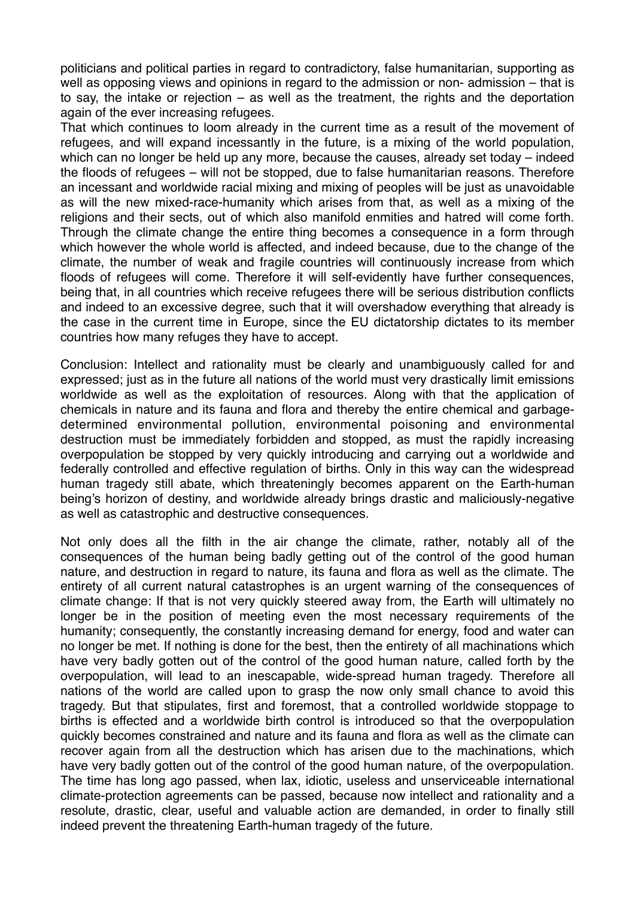politicians and political parties in regard to contradictory, false humanitarian, supporting as well as opposing views and opinions in regard to the admission or non- admission – that is to say, the intake or rejection – as well as the treatment, the rights and the deportation again of the ever increasing refugees.

That which continues to loom already in the current time as a result of the movement of refugees, and will expand incessantly in the future, is a mixing of the world population, which can no longer be held up any more, because the causes, already set today – indeed the floods of refugees – will not be stopped, due to false humanitarian reasons. Therefore an incessant and worldwide racial mixing and mixing of peoples will be just as unavoidable as will the new mixed-race-humanity which arises from that, as well as a mixing of the religions and their sects, out of which also manifold enmities and hatred will come forth. Through the climate change the entire thing becomes a consequence in a form through which however the whole world is affected, and indeed because, due to the change of the climate, the number of weak and fragile countries will continuously increase from which floods of refugees will come. Therefore it will self-evidently have further consequences, being that, in all countries which receive refugees there will be serious distribution conflicts and indeed to an excessive degree, such that it will overshadow everything that already is the case in the current time in Europe, since the EU dictatorship dictates to its member countries how many refuges they have to accept.

Conclusion: Intellect and rationality must be clearly and unambiguously called for and expressed; just as in the future all nations of the world must very drastically limit emissions worldwide as well as the exploitation of resources. Along with that the application of chemicals in nature and its fauna and flora and thereby the entire chemical and garbage-determined environmental pollution, environmental poisoning and environmental destruction must be immediately forbidden and stopped, as must the rapidly increasing overpopulation be stopped by very quickly introducing and carrying out a worldwide and federally controlled and effective regulation of births. Only in this way can the widespread human tragedy still abate, which threateningly becomes apparent on the Earth-human being's horizon of destiny, and worldwide already brings drastic and maliciously-negative as well as catastrophic and destructive consequences.

Not only does all the filth in the air change the climate, rather, notably all of the consequences of the human being badly getting out of the control of the good human nature, and destruction in regard to nature, its fauna and flora as well as the climate. The entirety of all current natural catastrophes is an urgent warning of the consequences of climate change: If that is not very quickly steered away from, the Earth will ultimately no longer be in the position of meeting even the most necessary requirements of the humanity; consequently, the constantly increasing demand for energy, food and water can no longer be met. If nothing is done for the best, then the entirety of all machinations which have very badly gotten out of the control of the good human nature, called forth by the overpopulation, will lead to an inescapable, wide-spread human tragedy. Therefore all nations of the world are called upon to grasp the now only small chance to avoid this tragedy. But that stipulates, first and foremost, that a controlled worldwide stoppage to births is effected and a worldwide birth control is introduced so that the overpopulation quickly becomes constrained and nature and its fauna and flora as well as the climate can recover again from all the destruction which has arisen due to the machinations, which have very badly gotten out of the control of the good human nature, of the overpopulation. The time has long ago passed, when lax, idiotic, useless and unserviceable international climate-protection agreements can be passed, because now intellect and rationality and a resolute, drastic, clear, useful and valuable action are demanded, in order to finally still indeed prevent the threatening Earth-human tragedy of the future.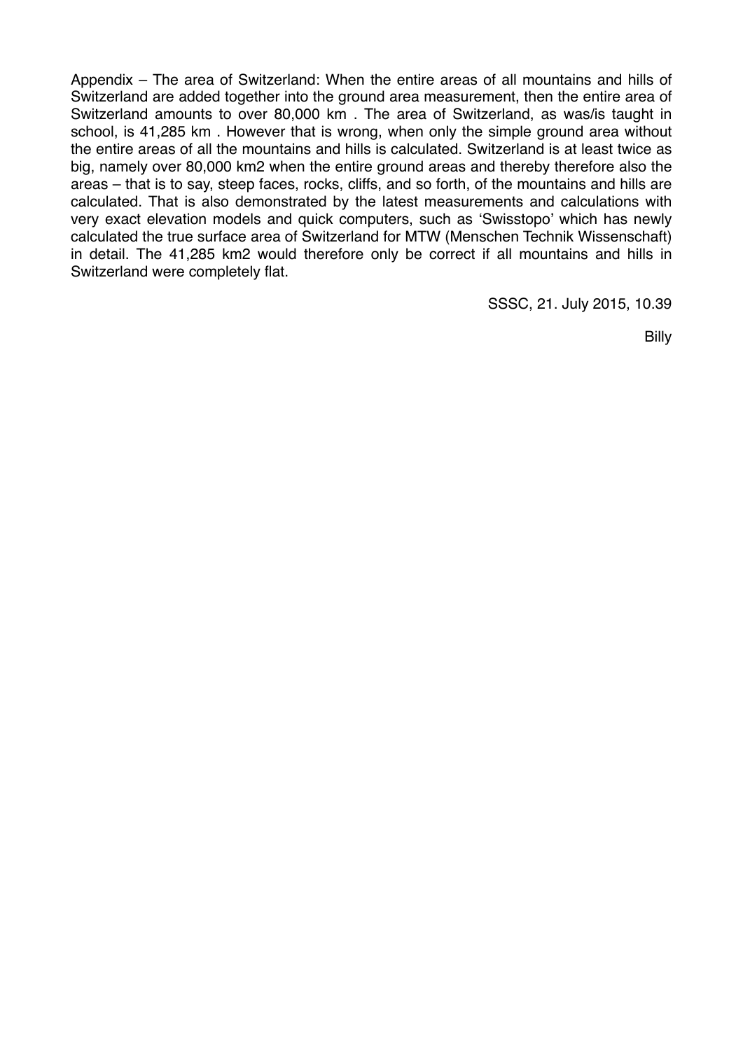Appendix – The area of Switzerland: When the entire areas of all mountains and hills of Switzerland are added together into the ground area measurement, then the entire area of Switzerland amounts to over 80,000 km . The area of Switzerland, as was/is taught in school, is 41,285 km . However that is wrong, when only the simple ground area without the entire areas of all the mountains and hills is calculated. Switzerland is at least twice as big, namely over 80,000 km2 when the entire ground areas and thereby therefore also the areas – that is to say, steep faces, rocks, cliffs, and so forth, of the mountains and hills are calculated. That is also demonstrated by the latest measurements and calculations with very exact elevation models and quick computers, such as 'Swisstopo' which has newly calculated the true surface area of Switzerland for MTW (Menschen Technik Wissenschaft) in detail. The 41,285 km2 would therefore only be correct if all mountains and hills in Switzerland were completely flat.

SSSC, 21. July 2015, 10.39

Billy